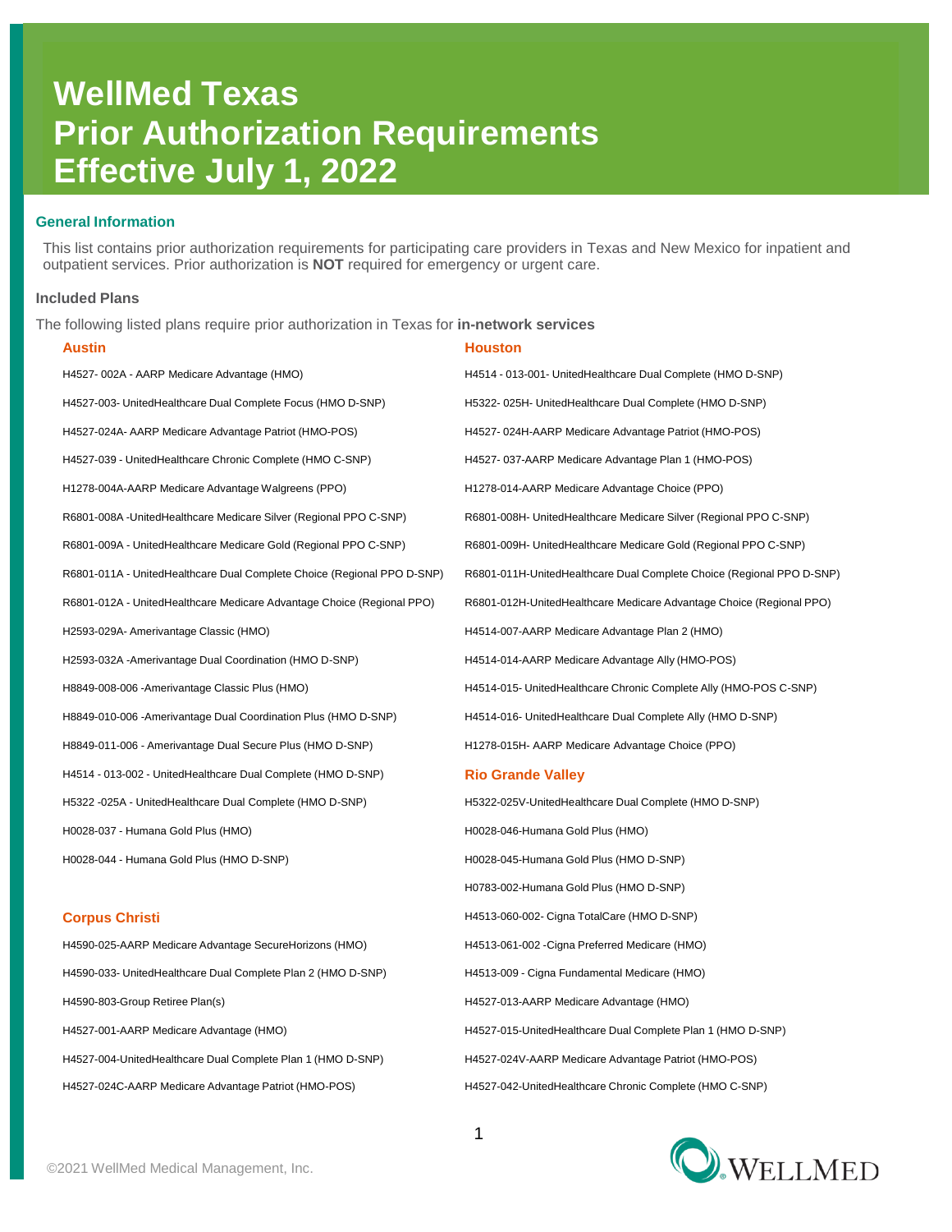# WellMed Texas
# Prior Authorization Requirements
# Effective July 1, 2022

## General Information

This list contains prior authorization requirements for participating care providers in Texas and New Mexico for inpatient and outpatient services. Prior authorization is **NOT** required for emergency or urgent care.

### Included Plans

The following listed plans require prior authorization in Texas for **in-network services**

#### Austin

- H4527- 002A - AARP Medicare Advantage (HMO)
- H4527-003- UnitedHealthcare Dual Complete Focus (HMO D-SNP)
- H4527-024A- AARP Medicare Advantage Patriot (HMO-POS)
- H4527-039 - UnitedHealthcare Chronic Complete (HMO C-SNP)
- H1278-004A-AARP Medicare Advantage Walgreens (PPO)
- R6801-008A -UnitedHealthcare Medicare Silver (Regional PPO C-SNP)
- R6801-009A - UnitedHealthcare Medicare Gold (Regional PPO C-SNP)
- R6801-011A - UnitedHealthcare Dual Complete Choice (Regional PPO D-SNP)
- R6801-012A - UnitedHealthcare Medicare Advantage Choice (Regional PPO)
- H2593-029A- Amerivantage Classic (HMO)
- H2593-032A -Amerivantage Dual Coordination (HMO D-SNP)
- H8849-008-006 -Amerivantage Classic Plus (HMO)
- H8849-010-006 -Amerivantage Dual Coordination Plus (HMO D-SNP)
- H8849-011-006 - Amerivantage Dual Secure Plus (HMO D-SNP)
- H4514 - 013-002 - UnitedHealthcare Dual Complete (HMO D-SNP)
- H5322 -025A - UnitedHealthcare Dual Complete (HMO D-SNP)
- H0028-037 - Humana Gold Plus (HMO)
- H0028-044 - Humana Gold Plus (HMO D-SNP)

#### Corpus Christi

- H4590-025-AARP Medicare Advantage SecureHorizons (HMO)
- H4590-033- UnitedHealthcare Dual Complete Plan 2 (HMO D-SNP)
- H4590-803-Group Retiree Plan(s)
- H4527-001-AARP Medicare Advantage (HMO)
- H4527-004-UnitedHealthcare Dual Complete Plan 1 (HMO D-SNP)
- H4527-024C-AARP Medicare Advantage Patriot (HMO-POS)

#### Houston

- H4514 - 013-001- UnitedHealthcare Dual Complete (HMO D-SNP)
- H5322- 025H- UnitedHealthcare Dual Complete (HMO D-SNP)
- H4527- 024H-AARP Medicare Advantage Patriot (HMO-POS)
- H4527- 037-AARP Medicare Advantage Plan 1 (HMO-POS)
- H1278-014-AARP Medicare Advantage Choice (PPO)
- R6801-008H- UnitedHealthcare Medicare Silver (Regional PPO C-SNP)
- R6801-009H- UnitedHealthcare Medicare Gold (Regional PPO C-SNP)
- R6801-011H-UnitedHealthcare Dual Complete Choice (Regional PPO D-SNP)
- R6801-012H-UnitedHealthcare Medicare Advantage Choice (Regional PPO)
- H4514-007-AARP Medicare Advantage Plan 2 (HMO)
- H4514-014-AARP Medicare Advantage Ally (HMO-POS)
- H4514-015- UnitedHealthcare Chronic Complete Ally (HMO-POS C-SNP)
- H4514-016- UnitedHealthcare Dual Complete Ally (HMO D-SNP)
- H1278-015H- AARP Medicare Advantage Choice (PPO)

#### Rio Grande Valley

- H5322-025V-UnitedHealthcare Dual Complete (HMO D-SNP)
- H0028-046-Humana Gold Plus (HMO)
- H0028-045-Humana Gold Plus (HMO D-SNP)
- H0783-002-Humana Gold Plus (HMO D-SNP)
- H4513-060-002- Cigna TotalCare (HMO D-SNP)
- H4513-061-002 -Cigna Preferred Medicare (HMO)
- H4513-009 - Cigna Fundamental Medicare (HMO)
- H4527-013-AARP Medicare Advantage (HMO)
- H4527-015-UnitedHealthcare Dual Complete Plan 1 (HMO D-SNP)
- H4527-024V-AARP Medicare Advantage Patriot (HMO-POS)
- H4527-042-UnitedHealthcare Chronic Complete (HMO C-SNP)

©2021 WellMed Medical Management, Inc.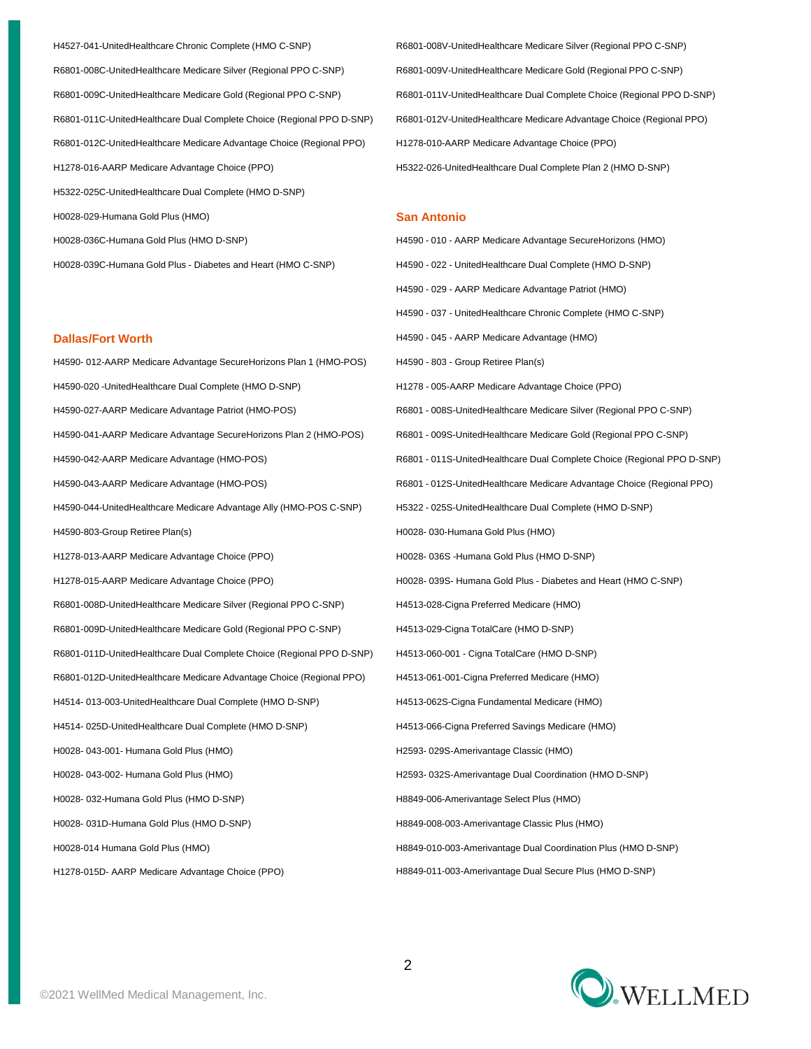H4527-041-UnitedHealthcare Chronic Complete (HMO C-SNP)

R6801-008C-UnitedHealthcare Medicare Silver (Regional PPO C-SNP)

R6801-009C-UnitedHealthcare Medicare Gold (Regional PPO C-SNP)

R6801-011C-UnitedHealthcare Dual Complete Choice (Regional PPO D-SNP)

R6801-012C-UnitedHealthcare Medicare Advantage Choice (Regional PPO)

H1278-016-AARP Medicare Advantage Choice (PPO)

H5322-025C-UnitedHealthcare Dual Complete (HMO D-SNP)

H0028-029-Humana Gold Plus (HMO)

H0028-036C-Humana Gold Plus (HMO D-SNP)

H0028-039C-Humana Gold Plus - Diabetes and Heart (HMO C-SNP)

## Dallas/Fort Worth

H4590- 012-AARP Medicare Advantage SecureHorizons Plan 1 (HMO-POS)

H4590-020 -UnitedHealthcare Dual Complete (HMO D-SNP)

H4590-027-AARP Medicare Advantage Patriot (HMO-POS)

H4590-041-AARP Medicare Advantage SecureHorizons Plan 2 (HMO-POS)

H4590-042-AARP Medicare Advantage (HMO-POS)

H4590-043-AARP Medicare Advantage (HMO-POS)

H4590-044-UnitedHealthcare Medicare Advantage Ally (HMO-POS C-SNP)

H4590-803-Group Retiree Plan(s)

H1278-013-AARP Medicare Advantage Choice (PPO)

H1278-015-AARP Medicare Advantage Choice (PPO)

R6801-008D-UnitedHealthcare Medicare Silver (Regional PPO C-SNP)

R6801-009D-UnitedHealthcare Medicare Gold (Regional PPO C-SNP)

R6801-011D-UnitedHealthcare Dual Complete Choice (Regional PPO D-SNP)

R6801-012D-UnitedHealthcare Medicare Advantage Choice (Regional PPO)

H4514- 013-003-UnitedHealthcare Dual Complete (HMO D-SNP)

H4514- 025D-UnitedHealthcare Dual Complete (HMO D-SNP)

H0028- 043-001- Humana Gold Plus (HMO)

H0028- 043-002- Humana Gold Plus (HMO)

H0028- 032-Humana Gold Plus (HMO D-SNP)

H0028- 031D-Humana Gold Plus (HMO D-SNP)

H0028-014 Humana Gold Plus (HMO)

H1278-015D- AARP Medicare Advantage Choice (PPO)

R6801-008V-UnitedHealthcare Medicare Silver (Regional PPO C-SNP)

R6801-009V-UnitedHealthcare Medicare Gold (Regional PPO C-SNP)

R6801-011V-UnitedHealthcare Dual Complete Choice (Regional PPO D-SNP)

R6801-012V-UnitedHealthcare Medicare Advantage Choice (Regional PPO)

H1278-010-AARP Medicare Advantage Choice (PPO)

H5322-026-UnitedHealthcare Dual Complete Plan 2 (HMO D-SNP)

## San Antonio

H4590 - 010 - AARP Medicare Advantage SecureHorizons (HMO)

H4590 - 022 - UnitedHealthcare Dual Complete (HMO D-SNP)

H4590 - 029 - AARP Medicare Advantage Patriot (HMO)

H4590 - 037 - UnitedHealthcare Chronic Complete (HMO C-SNP)

H4590 - 045 - AARP Medicare Advantage (HMO)

H4590 - 803 - Group Retiree Plan(s)

H1278 - 005-AARP Medicare Advantage Choice (PPO)

R6801 - 008S-UnitedHealthcare Medicare Silver (Regional PPO C-SNP)

R6801 - 009S-UnitedHealthcare Medicare Gold (Regional PPO C-SNP)

R6801 - 011S-UnitedHealthcare Dual Complete Choice (Regional PPO D-SNP)

R6801 - 012S-UnitedHealthcare Medicare Advantage Choice (Regional PPO)

H5322 - 025S-UnitedHealthcare Dual Complete (HMO D-SNP)

H0028- 030-Humana Gold Plus (HMO)

H0028- 036S -Humana Gold Plus (HMO D-SNP)

H0028- 039S- Humana Gold Plus - Diabetes and Heart (HMO C-SNP)

H4513-028-Cigna Preferred Medicare (HMO)

H4513-029-Cigna TotalCare (HMO D-SNP)

H4513-060-001 - Cigna TotalCare (HMO D-SNP)

H4513-061-001-Cigna Preferred Medicare (HMO)

H4513-062S-Cigna Fundamental Medicare (HMO)

H4513-066-Cigna Preferred Savings Medicare (HMO)

H2593- 029S-Amerivantage Classic (HMO)

H2593- 032S-Amerivantage Dual Coordination (HMO D-SNP)

H8849-006-Amerivantage Select Plus (HMO)

H8849-008-003-Amerivantage Classic Plus (HMO)

H8849-010-003-Amerivantage Dual Coordination Plus (HMO D-SNP)

H8849-011-003-Amerivantage Dual Secure Plus (HMO D-SNP)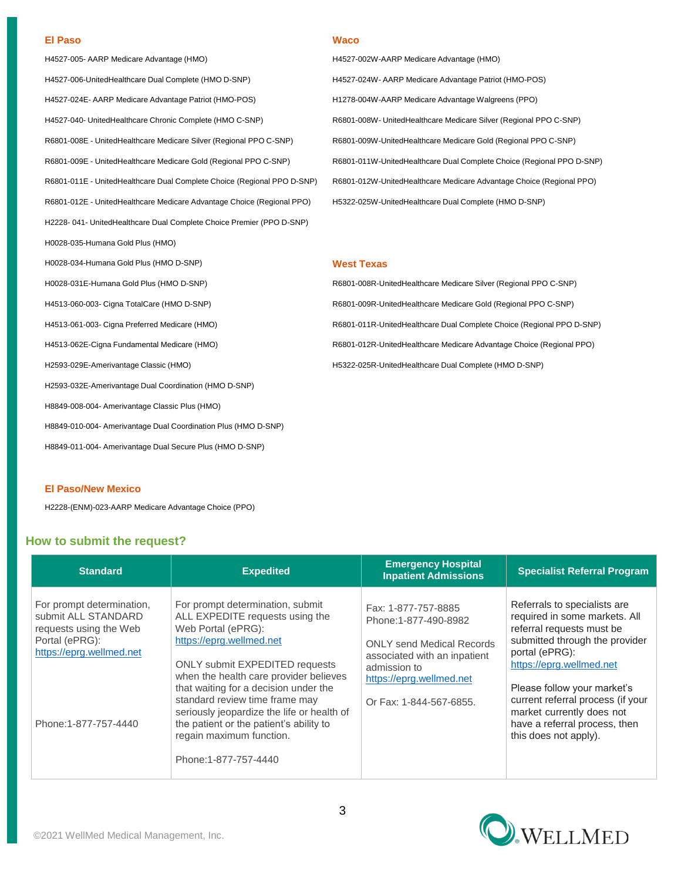### El Paso

H4527-005- AARP Medicare Advantage (HMO)

H4527-006-UnitedHealthcare Dual Complete (HMO D-SNP)

H4527-024E- AARP Medicare Advantage Patriot (HMO-POS)

H4527-040- UnitedHealthcare Chronic Complete (HMO C-SNP)

R6801-008E - UnitedHealthcare Medicare Silver (Regional PPO C-SNP)

R6801-009E - UnitedHealthcare Medicare Gold (Regional PPO C-SNP)

R6801-011E - UnitedHealthcare Dual Complete Choice (Regional PPO D-SNP)

R6801-012E - UnitedHealthcare Medicare Advantage Choice (Regional PPO)

H2228- 041- UnitedHealthcare Dual Complete Choice Premier (PPO D-SNP)

H0028-035-Humana Gold Plus (HMO)

H0028-034-Humana Gold Plus (HMO D-SNP)

H0028-031E-Humana Gold Plus (HMO D-SNP)

H4513-060-003- Cigna TotalCare (HMO D-SNP)

H4513-061-003- Cigna Preferred Medicare (HMO)

H4513-062E-Cigna Fundamental Medicare (HMO)

H2593-029E-Amerivantage Classic (HMO)

H2593-032E-Amerivantage Dual Coordination (HMO D-SNP)

H8849-008-004- Amerivantage Classic Plus (HMO)

H8849-010-004- Amerivantage Dual Coordination Plus (HMO D-SNP)

H8849-011-004- Amerivantage Dual Secure Plus (HMO D-SNP)

### El Paso/New Mexico

H2228-(ENM)-023-AARP Medicare Advantage Choice (PPO)

### Waco

H4527-002W-AARP Medicare Advantage (HMO)

H4527-024W- AARP Medicare Advantage Patriot (HMO-POS)

H1278-004W-AARP Medicare Advantage Walgreens (PPO)

R6801-008W- UnitedHealthcare Medicare Silver (Regional PPO C-SNP)

R6801-009W-UnitedHealthcare Medicare Gold (Regional PPO C-SNP)

R6801-011W-UnitedHealthcare Dual Complete Choice (Regional PPO D-SNP)

R6801-012W-UnitedHealthcare Medicare Advantage Choice (Regional PPO)

H5322-025W-UnitedHealthcare Dual Complete (HMO D-SNP)

### West Texas

R6801-008R-UnitedHealthcare Medicare Silver (Regional PPO C-SNP)

R6801-009R-UnitedHealthcare Medicare Gold (Regional PPO C-SNP)

R6801-011R-UnitedHealthcare Dual Complete Choice (Regional PPO D-SNP)

R6801-012R-UnitedHealthcare Medicare Advantage Choice (Regional PPO)

H5322-025R-UnitedHealthcare Dual Complete (HMO D-SNP)

## How to submit the request?

| Standard | Expedited | Emergency Hospital Inpatient Admissions | Specialist Referral Program |
|---|---|---|---|
| For prompt determination, submit ALL STANDARD requests using the Web Portal (ePRG): https://eprg.wellmed.net<br><br>Phone:1-877-757-4440 | For prompt determination, submit ALL EXPEDITE requests using the Web Portal (ePRG): https://eprg.wellmed.net<br><br>ONLY submit EXPEDITED requests when the health care provider believes that waiting for a decision under the standard review time frame may seriously jeopardize the life or health of the patient or the patient's ability to regain maximum function.<br><br>Phone:1-877-757-4440 | Fax: 1-877-757-8885<br>Phone:1-877-490-8982<br><br>ONLY send Medical Records associated with an inpatient admission to https://eprg.wellmed.net<br><br>Or Fax: 1-844-567-6855. | Referrals to specialists are required in some markets. All referral requests must be submitted through the provider portal (ePRG): https://eprg.wellmed.net<br><br>Please follow your market's current referral process (if your market currently does not have a referral process, then this does not apply). |

©2021 WellMed Medical Management, Inc.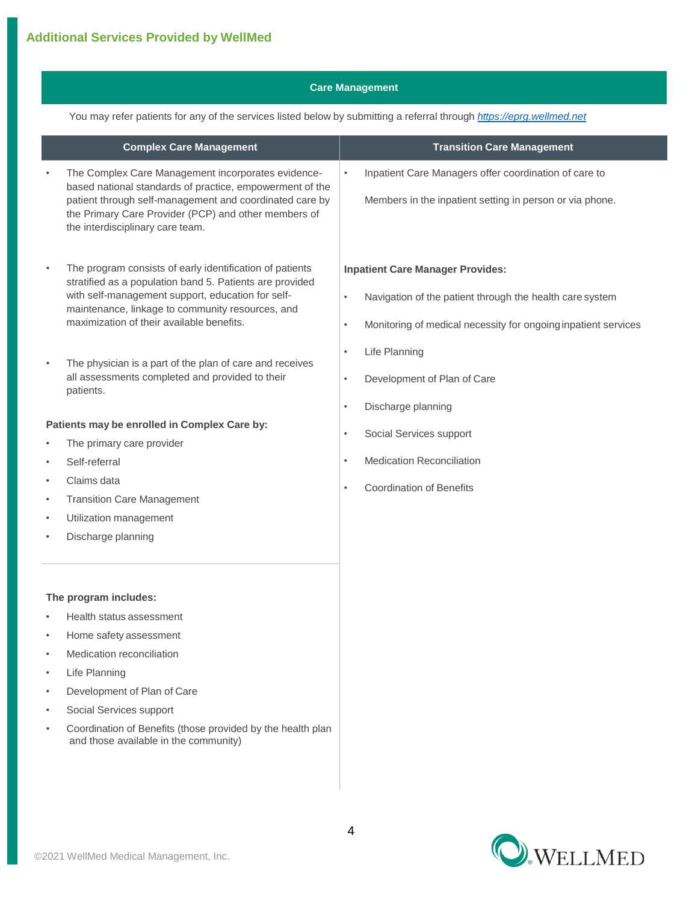## Additional Services Provided by WellMed

### Care Management

You may refer patients for any of the services listed below by submitting a referral through [https://eprg.wellmed.net](https://eprg.wellmed.net)

#### Complex Care Management

- The Complex Care Management incorporates evidence-based national standards of practice, empowerment of the patient through self-management and coordinated care by the Primary Care Provider (PCP) and other members of the interdisciplinary care team.
- The program consists of early identification of patients stratified as a population band 5. Patients are provided with self-management support, education for self-maintenance, linkage to community resources, and maximization of their available benefits.
- The physician is a part of the plan of care and receives all assessments completed and provided to their patients.

**Patients may be enrolled in Complex Care by:**

- The primary care provider
- Self-referral
- Claims data
- Transition Care Management
- Utilization management
- Discharge planning

**The program includes:**

- Health status assessment
- Home safety assessment
- Medication reconciliation
- Life Planning
- Development of Plan of Care
- Social Services support
- Coordination of Benefits (those provided by the health plan and those available in the community)

#### Transition Care Management

- Inpatient Care Managers offer coordination of care to Members in the inpatient setting in person or via phone.

**Inpatient Care Manager Provides:**

- Navigation of the patient through the health care system
- Monitoring of medical necessity for ongoing inpatient services
- Life Planning
- Development of Plan of Care
- Discharge planning
- Social Services support
- Medication Reconciliation
- Coordination of Benefits

©2021 WellMed Medical Management, Inc.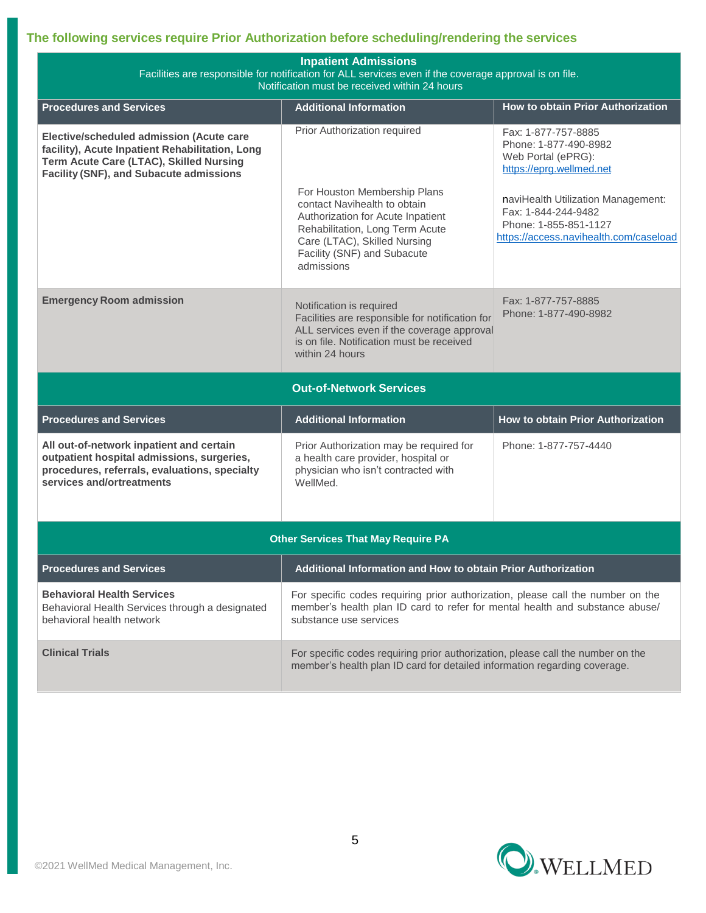## The following services require Prior Authorization before scheduling/rendering the services

**Inpatient Admissions**

Facilities are responsible for notification for ALL services even if the coverage approval is on file.
Notification must be received within 24 hours

| Procedures and Services | Additional Information | How to obtain Prior Authorization |
|---|---|---|
| **Elective/scheduled admission (Acute care facility), Acute Inpatient Rehabilitation, Long Term Acute Care (LTAC), Skilled Nursing Facility (SNF), and Subacute admissions** | Prior Authorization required<br><br>For Houston Membership Plans contact Navihealth to obtain Authorization for Acute Inpatient Rehabilitation, Long Term Acute Care (LTAC), Skilled Nursing Facility (SNF) and Subacute admissions | Fax: 1-877-757-8885<br>Phone: 1-877-490-8982<br>Web Portal (ePRG): https://eprg.wellmed.net<br><br>naviHealth Utilization Management:<br>Fax: 1-844-244-9482<br>Phone: 1-855-851-1127<br>https://access.navihealth.com/caseload |
| **Emergency Room admission** | Notification is required<br>Facilities are responsible for notification for ALL services even if the coverage approval is on file. Notification must be received within 24 hours | Fax: 1-877-757-8885<br>Phone: 1-877-490-8982 |

**Out-of-Network Services**

| Procedures and Services | Additional Information | How to obtain Prior Authorization |
|---|---|---|
| **All out-of-network inpatient and certain outpatient hospital admissions, surgeries, procedures, referrals, evaluations, specialty services and/ortreatments** | Prior Authorization may be required for a health care provider, hospital or physician who isn't contracted with WellMed. | Phone: 1-877-757-4440 |

**Other Services That May Require PA**

| Procedures and Services | Additional Information and How to obtain Prior Authorization |
|---|---|
| **Behavioral Health Services**<br>Behavioral Health Services through a designated behavioral health network | For specific codes requiring prior authorization, please call the number on the member's health plan ID card to refer for mental health and substance abuse/ substance use services |
| **Clinical Trials** | For specific codes requiring prior authorization, please call the number on the member's health plan ID card for detailed information regarding coverage. |

©2021 WellMed Medical Management, Inc.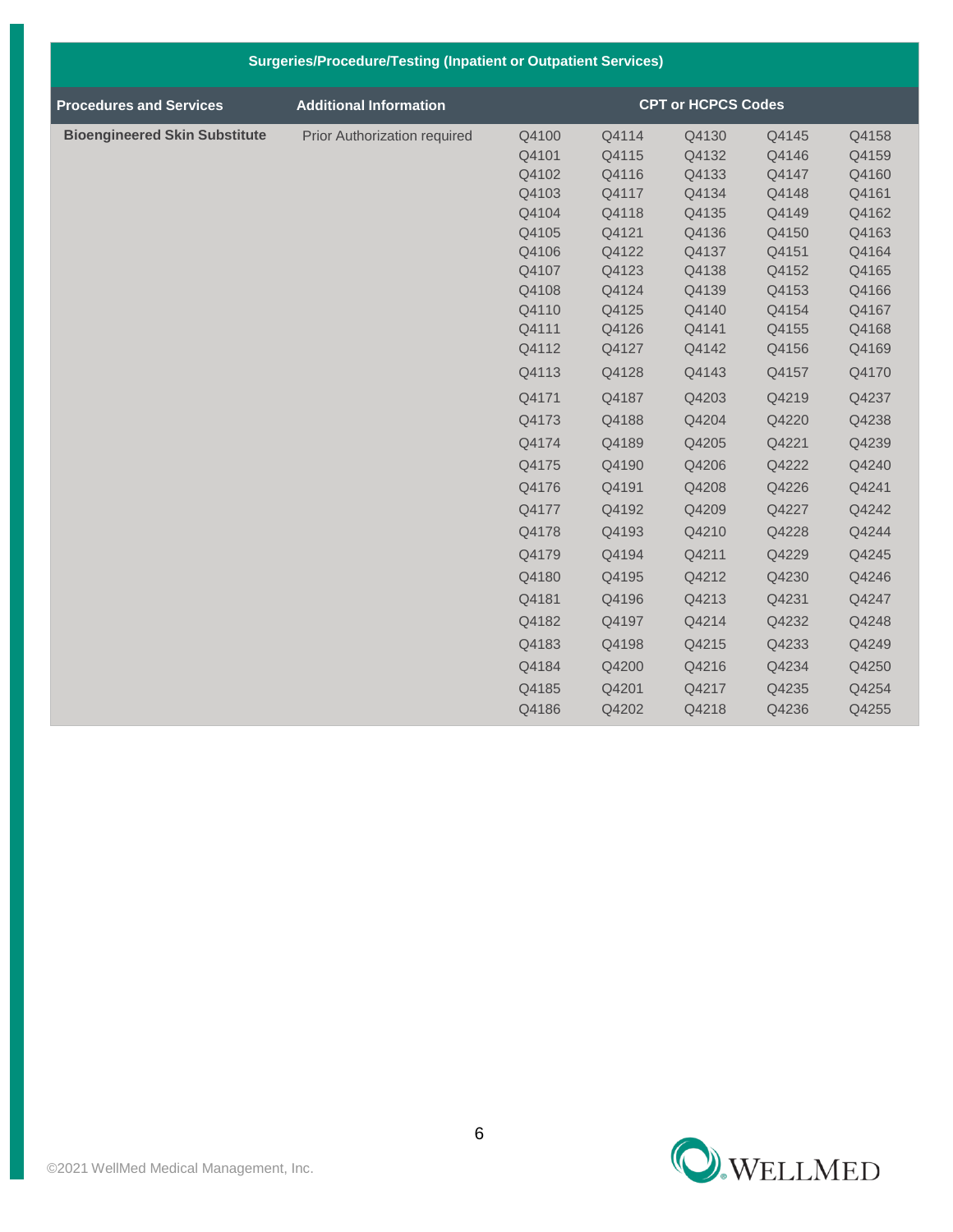| Surgeries/Procedure/Testing (Inpatient or Outpatient Services) | | | | | | |
|---|---|---|---|---|---|---|
| **Procedures and Services** | **Additional Information** | **CPT or HCPCS Codes** | | | | |
| **Bioengineered Skin Substitute** | Prior Authorization required | Q4100 | Q4114 | Q4130 | Q4145 | Q4158 |
| | | Q4101 | Q4115 | Q4132 | Q4146 | Q4159 |
| | | Q4102 | Q4116 | Q4133 | Q4147 | Q4160 |
| | | Q4103 | Q4117 | Q4134 | Q4148 | Q4161 |
| | | Q4104 | Q4118 | Q4135 | Q4149 | Q4162 |
| | | Q4105 | Q4121 | Q4136 | Q4150 | Q4163 |
| | | Q4106 | Q4122 | Q4137 | Q4151 | Q4164 |
| | | Q4107 | Q4123 | Q4138 | Q4152 | Q4165 |
| | | Q4108 | Q4124 | Q4139 | Q4153 | Q4166 |
| | | Q4110 | Q4125 | Q4140 | Q4154 | Q4167 |
| | | Q4111 | Q4126 | Q4141 | Q4155 | Q4168 |
| | | Q4112 | Q4127 | Q4142 | Q4156 | Q4169 |
| | | Q4113 | Q4128 | Q4143 | Q4157 | Q4170 |
| | | Q4171 | Q4187 | Q4203 | Q4219 | Q4237 |
| | | Q4173 | Q4188 | Q4204 | Q4220 | Q4238 |
| | | Q4174 | Q4189 | Q4205 | Q4221 | Q4239 |
| | | Q4175 | Q4190 | Q4206 | Q4222 | Q4240 |
| | | Q4176 | Q4191 | Q4208 | Q4226 | Q4241 |
| | | Q4177 | Q4192 | Q4209 | Q4227 | Q4242 |
| | | Q4178 | Q4193 | Q4210 | Q4228 | Q4244 |
| | | Q4179 | Q4194 | Q4211 | Q4229 | Q4245 |
| | | Q4180 | Q4195 | Q4212 | Q4230 | Q4246 |
| | | Q4181 | Q4196 | Q4213 | Q4231 | Q4247 |
| | | Q4182 | Q4197 | Q4214 | Q4232 | Q4248 |
| | | Q4183 | Q4198 | Q4215 | Q4233 | Q4249 |
| | | Q4184 | Q4200 | Q4216 | Q4234 | Q4250 |
| | | Q4185 | Q4201 | Q4217 | Q4235 | Q4254 |
| | | Q4186 | Q4202 | Q4218 | Q4236 | Q4255 |

©2021 WellMed Medical Management, Inc.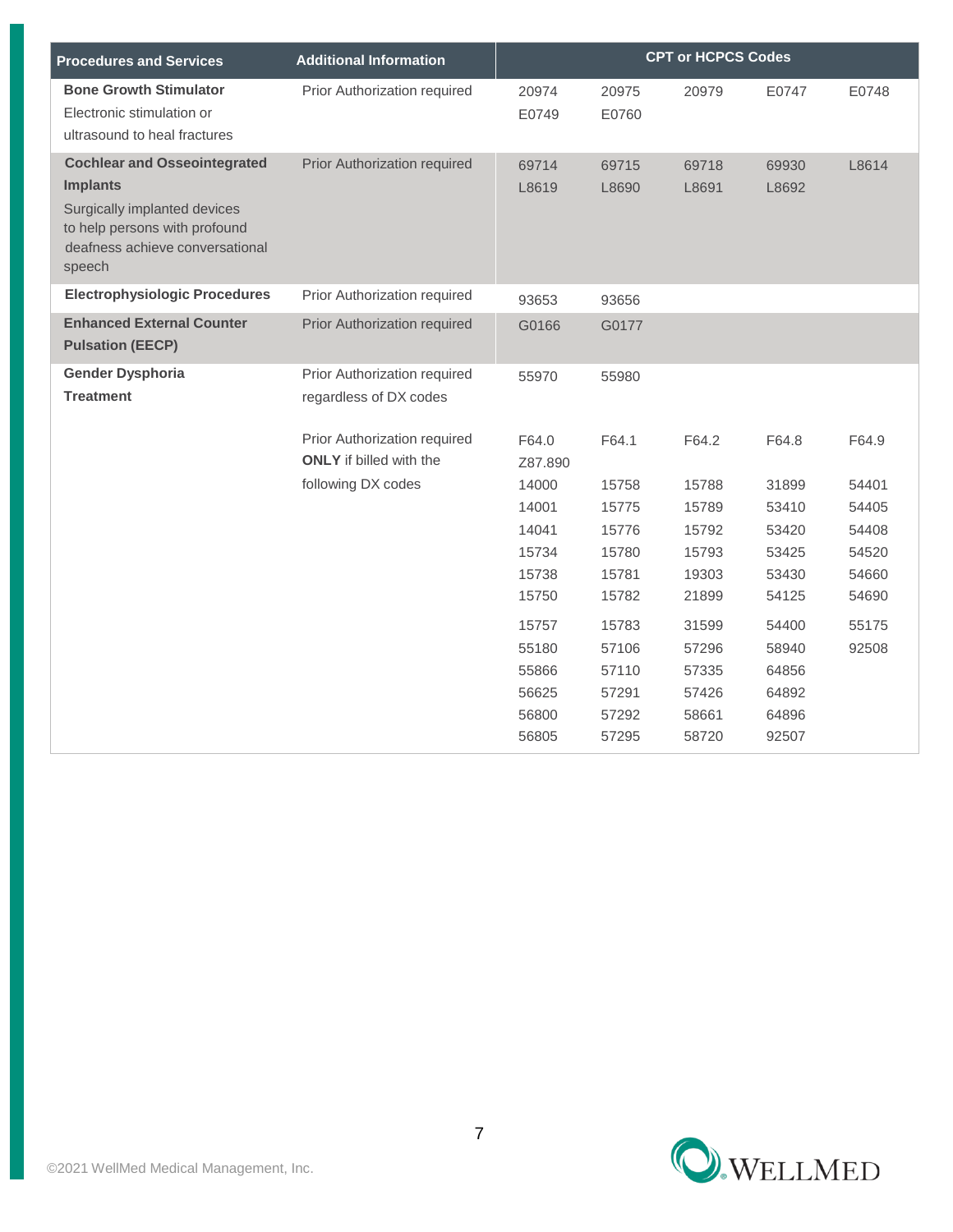| Procedures and Services | Additional Information | CPT or HCPCS Codes | | | | |
|---|---|---|---|---|---|---|
| **Bone Growth Stimulator** Electronic stimulation or ultrasound to heal fractures | Prior Authorization required | 20974 | 20975 | 20979 | E0747 | E0748 |
| | | E0749 | E0760 | | | |
| **Cochlear and Osseointegrated Implants** Surgically implanted devices to help persons with profound deafness achieve conversational speech | Prior Authorization required | 69714 | 69715 | 69718 | 69930 | L8614 |
| | | L8619 | L8690 | L8691 | L8692 | |
| **Electrophysiologic Procedures** | Prior Authorization required | 93653 | 93656 | | | |
| **Enhanced External Counter Pulsation (EECP)** | Prior Authorization required | G0166 | G0177 | | | |
| **Gender Dysphoria Treatment** | Prior Authorization required regardless of DX codes | 55970 | 55980 | | | |
| | Prior Authorization required **ONLY** if billed with the following DX codes | F64.0 | F64.1 | F64.2 | F64.8 | F64.9 |
| | | Z87.890 | | | | |
| | | 14000 | 15758 | 15788 | 31899 | 54401 |
| | | 14001 | 15775 | 15789 | 53410 | 54405 |
| | | 14041 | 15776 | 15792 | 53420 | 54408 |
| | | 15734 | 15780 | 15793 | 53425 | 54520 |
| | | 15738 | 15781 | 19303 | 53430 | 54660 |
| | | 15750 | 15782 | 21899 | 54125 | 54690 |
| | | 15757 | 15783 | 31599 | 54400 | 55175 |
| | | 55180 | 57106 | 57296 | 58940 | 92508 |
| | | 55866 | 57110 | 57335 | 64856 | |
| | | 56625 | 57291 | 57426 | 64892 | |
| | | 56800 | 57292 | 58661 | 64896 | |
| | | 56805 | 57295 | 58720 | 92507 | |

©2021 WellMed Medical Management, Inc.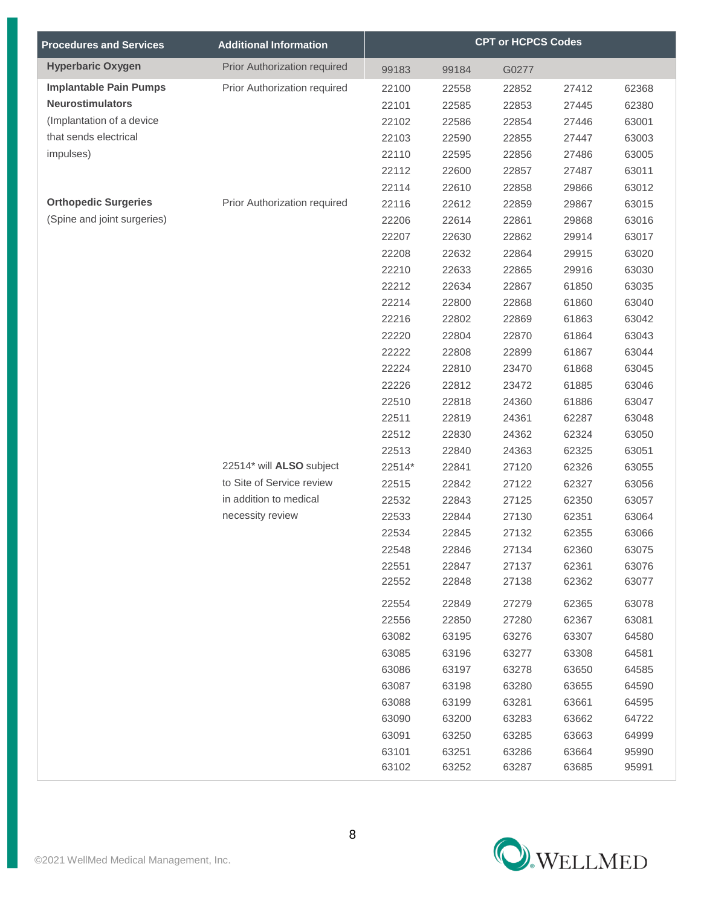| Procedures and Services | Additional Information | CPT or HCPCS Codes | | | | |
|---|---|---|---|---|---|---|
| **Hyperbaric Oxygen** | Prior Authorization required | 99183 | 99184 | G0277 | | |
| **Implantable Pain Pumps** | Prior Authorization required | 22100 | 22558 | 22852 | 27412 | 62368 |
| **Neurostimulators** | | 22101 | 22585 | 22853 | 27445 | 62380 |
| (Implantation of a device | | 22102 | 22586 | 22854 | 27446 | 63001 |
| that sends electrical | | 22103 | 22590 | 22855 | 27447 | 63003 |
| impulses) | | 22110 | 22595 | 22856 | 27486 | 63005 |
| | | 22112 | 22600 | 22857 | 27487 | 63011 |
| | | 22114 | 22610 | 22858 | 29866 | 63012 |
| **Orthopedic Surgeries** | Prior Authorization required | 22116 | 22612 | 22859 | 29867 | 63015 |
| (Spine and joint surgeries) | | 22206 | 22614 | 22861 | 29868 | 63016 |
| | | 22207 | 22630 | 22862 | 29914 | 63017 |
| | | 22208 | 22632 | 22864 | 29915 | 63020 |
| | | 22210 | 22633 | 22865 | 29916 | 63030 |
| | | 22212 | 22634 | 22867 | 61850 | 63035 |
| | | 22214 | 22800 | 22868 | 61860 | 63040 |
| | | 22216 | 22802 | 22869 | 61863 | 63042 |
| | | 22220 | 22804 | 22870 | 61864 | 63043 |
| | | 22222 | 22808 | 22899 | 61867 | 63044 |
| | | 22224 | 22810 | 23470 | 61868 | 63045 |
| | | 22226 | 22812 | 23472 | 61885 | 63046 |
| | | 22510 | 22818 | 24360 | 61886 | 63047 |
| | | 22511 | 22819 | 24361 | 62287 | 63048 |
| | | 22512 | 22830 | 24362 | 62324 | 63050 |
| | | 22513 | 22840 | 24363 | 62325 | 63051 |
| | 22514* will **ALSO** subject | 22514* | 22841 | 27120 | 62326 | 63055 |
| | to Site of Service review | 22515 | 22842 | 27122 | 62327 | 63056 |
| | in addition to medical | 22532 | 22843 | 27125 | 62350 | 63057 |
| | necessity review | 22533 | 22844 | 27130 | 62351 | 63064 |
| | | 22534 | 22845 | 27132 | 62355 | 63066 |
| | | 22548 | 22846 | 27134 | 62360 | 63075 |
| | | 22551 | 22847 | 27137 | 62361 | 63076 |
| | | 22552 | 22848 | 27138 | 62362 | 63077 |
| | | 22554 | 22849 | 27279 | 62365 | 63078 |
| | | 22556 | 22850 | 27280 | 62367 | 63081 |
| | | 63082 | 63195 | 63276 | 63307 | 64580 |
| | | 63085 | 63196 | 63277 | 63308 | 64581 |
| | | 63086 | 63197 | 63278 | 63650 | 64585 |
| | | 63087 | 63198 | 63280 | 63655 | 64590 |
| | | 63088 | 63199 | 63281 | 63661 | 64595 |
| | | 63090 | 63200 | 63283 | 63662 | 64722 |
| | | 63091 | 63250 | 63285 | 63663 | 64999 |
| | | 63101 | 63251 | 63286 | 63664 | 95990 |
| | | 63102 | 63252 | 63287 | 63685 | 95991 |

©2021 WellMed Medical Management, Inc.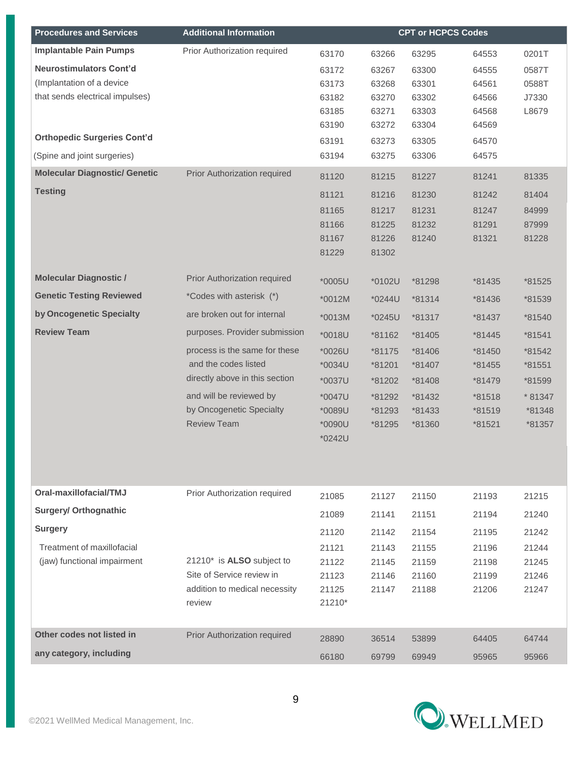| Procedures and Services | Additional Information | CPT or HCPCS Codes | | | | |
|---|---|---|---|---|---|---|
| **Implantable Pain Pumps** | Prior Authorization required | 63170 | 63266 | 63295 | 64553 | 0201T |
| **Neurostimulators Cont'd** | | 63172 | 63267 | 63300 | 64555 | 0587T |
| (Implantation of a device | | 63173 | 63268 | 63301 | 64561 | 0588T |
| that sends electrical impulses) | | 63182 | 63270 | 63302 | 64566 | J7330 |
| | | 63185 | 63271 | 63303 | 64568 | L8679 |
| | | 63190 | 63272 | 63304 | 64569 | |
| **Orthopedic Surgeries Cont'd** | | 63191 | 63273 | 63305 | 64570 | |
| (Spine and joint surgeries) | | 63194 | 63275 | 63306 | 64575 | |
| **Molecular Diagnostic/ Genetic** | Prior Authorization required | 81120 | 81215 | 81227 | 81241 | 81335 |
| **Testing** | | 81121 | 81216 | 81230 | 81242 | 81404 |
| | | 81165 | 81217 | 81231 | 81247 | 84999 |
| | | 81166 | 81225 | 81232 | 81291 | 87999 |
| | | 81167 | 81226 | 81240 | 81321 | 81228 |
| | | 81229 | 81302 | | | |
| **Molecular Diagnostic /** | Prior Authorization required | *0005U | *0102U | *81298 | *81435 | *81525 |
| **Genetic Testing Reviewed** | *Codes with asterisk (*) | *0012M | *0244U | *81314 | *81436 | *81539 |
| **by Oncogenetic Specialty** | are broken out for internal | *0013M | *0245U | *81317 | *81437 | *81540 |
| **Review Team** | purposes. Provider submission | *0018U | *81162 | *81405 | *81445 | *81541 |
| | process is the same for these | *0026U | *81175 | *81406 | *81450 | *81542 |
| | and the codes listed | *0034U | *81201 | *81407 | *81455 | *81551 |
| | directly above in this section | *0037U | *81202 | *81408 | *81479 | *81599 |
| | and will be reviewed by | *0047U | *81292 | *81432 | *81518 | * 81347 |
| | by Oncogenetic Specialty | *0089U | *81293 | *81433 | *81519 | *81348 |
| | Review Team | *0090U | *81295 | *81360 | *81521 | *81357 |
| | | *0242U | | | | |
| **Oral-maxillofacial/TMJ** | Prior Authorization required | 21085 | 21127 | 21150 | 21193 | 21215 |
| **Surgery/ Orthognathic** | | 21089 | 21141 | 21151 | 21194 | 21240 |
| **Surgery** | | 21120 | 21142 | 21154 | 21195 | 21242 |
| Treatment of maxillofacial | | 21121 | 21143 | 21155 | 21196 | 21244 |
| (jaw) functional impairment | 21210* is **ALSO** subject to | 21122 | 21145 | 21159 | 21198 | 21245 |
| | Site of Service review in | 21123 | 21146 | 21160 | 21199 | 21246 |
| | addition to medical necessity | 21125 | 21147 | 21188 | 21206 | 21247 |
| | review | 21210* | | | | |
| **Other codes not listed in** | Prior Authorization required | 28890 | 36514 | 53899 | 64405 | 64744 |
| **any category, including** | | 66180 | 69799 | 69949 | 95965 | 95966 |

©2021 WellMed Medical Management, Inc.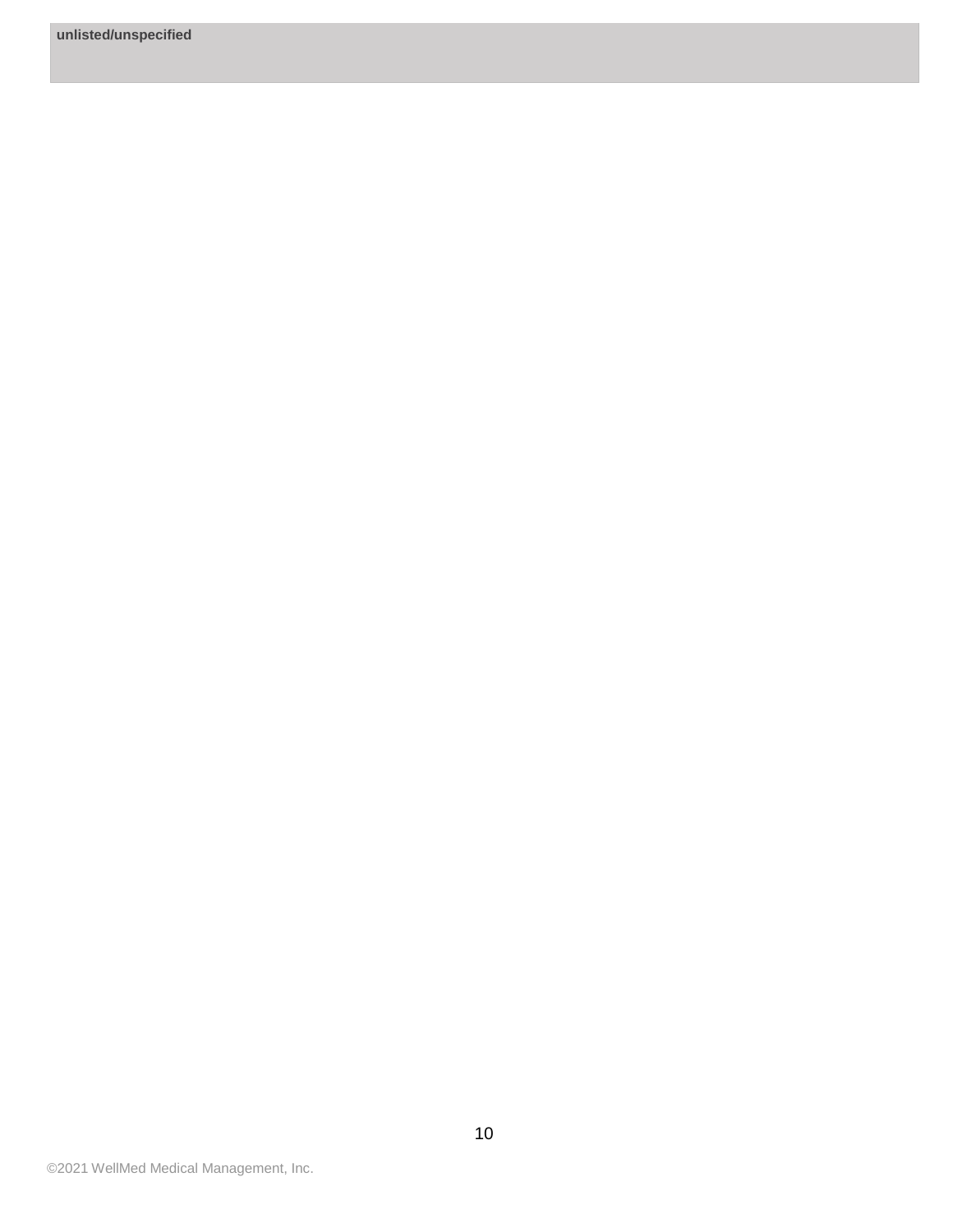| |
|---|
| **unlisted/unspecified** |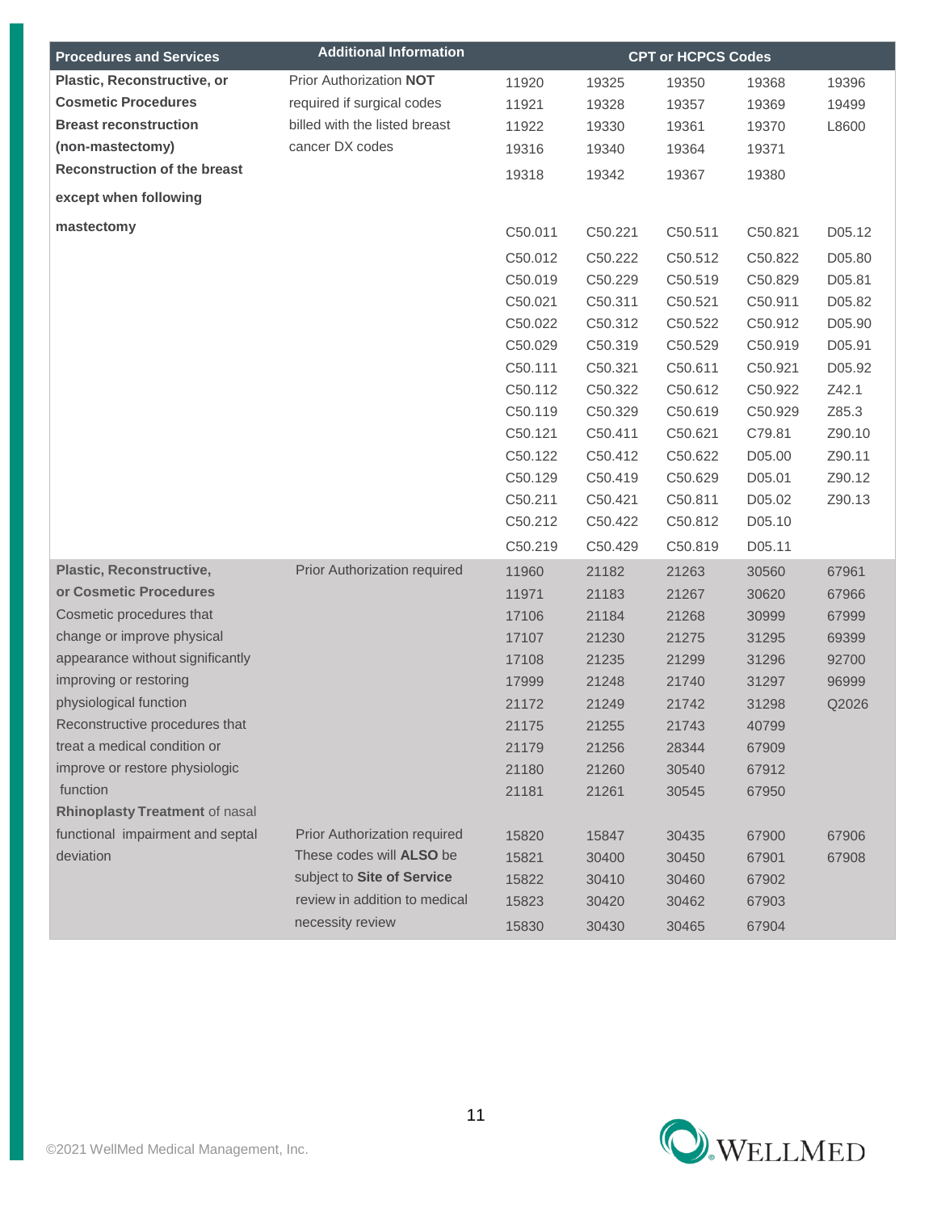| Procedures and Services | Additional Information | CPT or HCPCS Codes | | | | |
|---|---|---|---|---|---|---|
| **Plastic, Reconstructive, or Cosmetic Procedures Breast reconstruction (non-mastectomy) Reconstruction of the breast except when following mastectomy** | Prior Authorization **NOT** required if surgical codes billed with the listed breast cancer DX codes | 11920 | 19325 | 19350 | 19368 | 19396 |
| | | 11921 | 19328 | 19357 | 19369 | 19499 |
| | | 11922 | 19330 | 19361 | 19370 | L8600 |
| | | 19316 | 19340 | 19364 | 19371 | |
| | | 19318 | 19342 | 19367 | 19380 | |
| | | C50.011 | C50.221 | C50.511 | C50.821 | D05.12 |
| | | C50.012 | C50.222 | C50.512 | C50.822 | D05.80 |
| | | C50.019 | C50.229 | C50.519 | C50.829 | D05.81 |
| | | C50.021 | C50.311 | C50.521 | C50.911 | D05.82 |
| | | C50.022 | C50.312 | C50.522 | C50.912 | D05.90 |
| | | C50.029 | C50.319 | C50.529 | C50.919 | D05.91 |
| | | C50.111 | C50.321 | C50.611 | C50.921 | D05.92 |
| | | C50.112 | C50.322 | C50.612 | C50.922 | Z42.1 |
| | | C50.119 | C50.329 | C50.619 | C50.929 | Z85.3 |
| | | C50.121 | C50.411 | C50.621 | C79.81 | Z90.10 |
| | | C50.122 | C50.412 | C50.622 | D05.00 | Z90.11 |
| | | C50.129 | C50.419 | C50.629 | D05.01 | Z90.12 |
| | | C50.211 | C50.421 | C50.811 | D05.02 | Z90.13 |
| | | C50.212 | C50.422 | C50.812 | D05.10 | |
| | | C50.219 | C50.429 | C50.819 | D05.11 | |
| **Plastic, Reconstructive, or Cosmetic Procedures** Cosmetic procedures that change or improve physical appearance without significantly improving or restoring physiological function Reconstructive procedures that treat a medical condition or improve or restore physiologic function | Prior Authorization required | 11960 | 21182 | 21263 | 30560 | 67961 |
| | | 11971 | 21183 | 21267 | 30620 | 67966 |
| | | 17106 | 21184 | 21268 | 30999 | 67999 |
| | | 17107 | 21230 | 21275 | 31295 | 69399 |
| | | 17108 | 21235 | 21299 | 31296 | 92700 |
| | | 17999 | 21248 | 21740 | 31297 | 96999 |
| | | 21172 | 21249 | 21742 | 31298 | Q2026 |
| | | 21175 | 21255 | 21743 | 40799 | |
| | | 21179 | 21256 | 28344 | 67909 | |
| | | 21180 | 21260 | 30540 | 67912 | |
| | | 21181 | 21261 | 30545 | 67950 | |
| **Rhinoplasty Treatment** of nasal functional impairment and septal deviation | Prior Authorization required These codes will **ALSO** be subject to **Site of Service** review in addition to medical necessity review | 15820 | 15847 | 30435 | 67900 | 67906 |
| | | 15821 | 30400 | 30450 | 67901 | 67908 |
| | | 15822 | 30410 | 30460 | 67902 | |
| | | 15823 | 30420 | 30462 | 67903 | |
| | | 15830 | 30430 | 30465 | 67904 | |

©2021 WellMed Medical Management, Inc.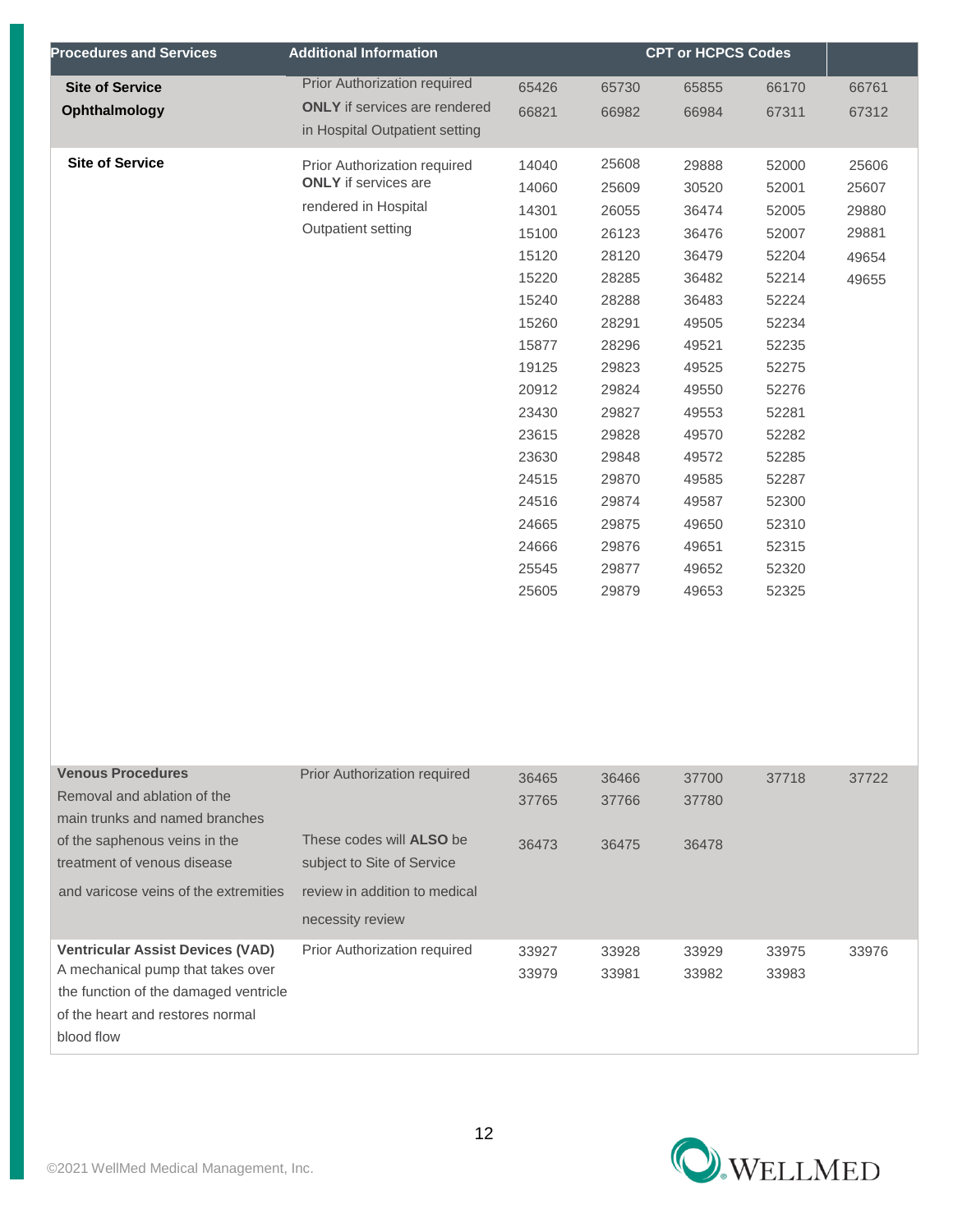| Procedures and Services | Additional Information | CPT or HCPCS Codes | | | | |
|---|---|---|---|---|---|---|
| **Site of Service Ophthalmology** | Prior Authorization required **ONLY** if services are rendered in Hospital Outpatient setting | 65426<br>66821 | 65730<br>66982 | 65855<br>66984 | 66170<br>67311 | 66761<br>67312 |
| **Site of Service** | Prior Authorization required **ONLY** if services are rendered in Hospital Outpatient setting | 14040<br>14060<br>14301<br>15100<br>15120<br>15220<br>15240<br>15260<br>15877<br>19125<br>20912<br>23430<br>23615<br>23630<br>24515<br>24516<br>24665<br>24666<br>25545<br>25605 | 25608<br>25609<br>26055<br>26123<br>28120<br>28285<br>28288<br>28291<br>28296<br>29823<br>29824<br>29827<br>29828<br>29848<br>29870<br>29874<br>29875<br>29876<br>29877<br>29879 | 29888<br>30520<br>36474<br>36476<br>36479<br>36482<br>36483<br>49505<br>49521<br>49525<br>49550<br>49553<br>49570<br>49572<br>49585<br>49587<br>49650<br>49651<br>49652<br>49653 | 52000<br>52001<br>52005<br>52007<br>52204<br>52214<br>52224<br>52234<br>52235<br>52275<br>52276<br>52281<br>52282<br>52285<br>52287<br>52300<br>52310<br>52315<br>52320<br>52325 | 25606<br>25607<br>29880<br>29881<br>49654<br>49655 |
| **Venous Procedures**<br>Removal and ablation of the main trunks and named branches of the saphenous veins in the treatment of venous disease and varicose veins of the extremities | Prior Authorization required | 36465<br>37765 | 36466<br>37766 | 37700<br>37780 | 37718 | 37722 |
| | These codes will **ALSO** be subject to Site of Service review in addition to medical necessity review | 36473 | 36475 | 36478 | | |
| **Ventricular Assist Devices (VAD)**<br>A mechanical pump that takes over the function of the damaged ventricle of the heart and restores normal blood flow | Prior Authorization required | 33927<br>33979 | 33928<br>33981 | 33929<br>33982 | 33975<br>33983 | 33976 |

©2021 WellMed Medical Management, Inc.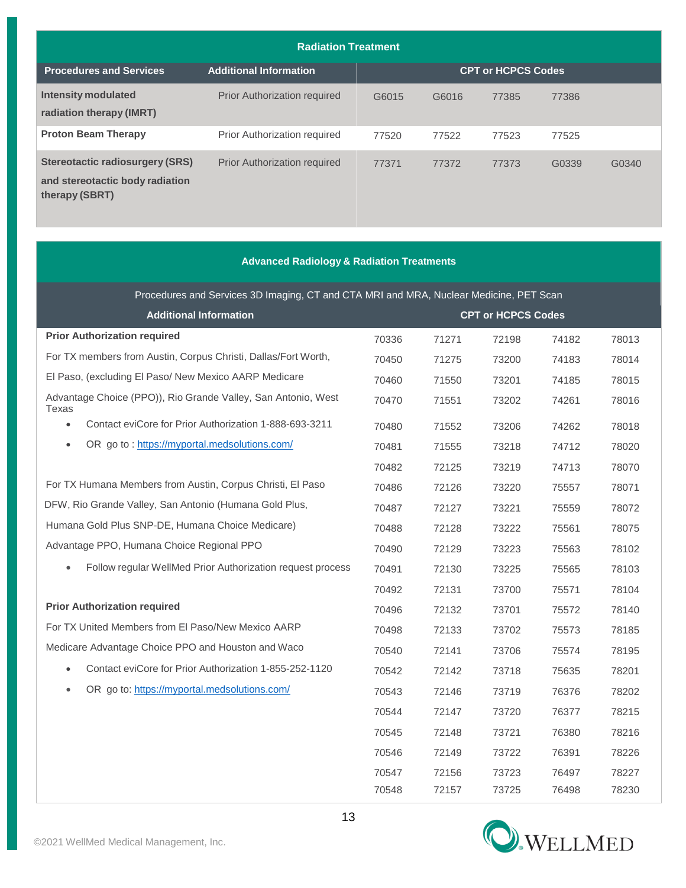## Radiation Treatment

| Procedures and Services | Additional Information | CPT or HCPCS Codes | | | | |
|---|---|---|---|---|---|---|
| **Intensity modulated radiation therapy (IMRT)** | Prior Authorization required | G6015 | G6016 | 77385 | 77386 | |
| **Proton Beam Therapy** | Prior Authorization required | 77520 | 77522 | 77523 | 77525 | |
| **Stereotactic radiosurgery (SRS) and stereotactic body radiation therapy (SBRT)** | Prior Authorization required | 77371 | 77372 | 77373 | G0339 | G0340 |

## Advanced Radiology & Radiation Treatments

Procedures and Services 3D Imaging, CT and CTA MRI and MRA, Nuclear Medicine, PET Scan

| Additional Information | CPT or HCPCS Codes | | | | |
|---|---|---|---|---|---|
| **Prior Authorization required** | 70336 | 71271 | 72198 | 74182 | 78013 |
| For TX members from Austin, Corpus Christi, Dallas/Fort Worth, | 70450 | 71275 | 73200 | 74183 | 78014 |
| El Paso, (excluding El Paso/ New Mexico AARP Medicare | 70460 | 71550 | 73201 | 74185 | 78015 |
| Advantage Choice (PPO)), Rio Grande Valley, San Antonio, West Texas | 70470 | 71551 | 73202 | 74261 | 78016 |
| • Contact eviCore for Prior Authorization 1-888-693-3211 | 70480 | 71552 | 73206 | 74262 | 78018 |
| • OR go to : https://myportal.medsolutions.com/ | 70481 | 71555 | 73218 | 74712 | 78020 |
| | 70482 | 72125 | 73219 | 74713 | 78070 |
| For TX Humana Members from Austin, Corpus Christi, El Paso | 70486 | 72126 | 73220 | 75557 | 78071 |
| DFW, Rio Grande Valley, San Antonio (Humana Gold Plus, | 70487 | 72127 | 73221 | 75559 | 78072 |
| Humana Gold Plus SNP-DE, Humana Choice Medicare) | 70488 | 72128 | 73222 | 75561 | 78075 |
| Advantage PPO, Humana Choice Regional PPO | 70490 | 72129 | 73223 | 75563 | 78102 |
| • Follow regular WellMed Prior Authorization request process | 70491 | 72130 | 73225 | 75565 | 78103 |
| | 70492 | 72131 | 73700 | 75571 | 78104 |
| **Prior Authorization required** | 70496 | 72132 | 73701 | 75572 | 78140 |
| For TX United Members from El Paso/New Mexico AARP | 70498 | 72133 | 73702 | 75573 | 78185 |
| Medicare Advantage Choice PPO and Houston and Waco | 70540 | 72141 | 73706 | 75574 | 78195 |
| • Contact eviCore for Prior Authorization 1-855-252-1120 | 70542 | 72142 | 73718 | 75635 | 78201 |
| • OR go to: https://myportal.medsolutions.com/ | 70543 | 72146 | 73719 | 76376 | 78202 |
| | 70544 | 72147 | 73720 | 76377 | 78215 |
| | 70545 | 72148 | 73721 | 76380 | 78216 |
| | 70546 | 72149 | 73722 | 76391 | 78226 |
| | 70547 | 72156 | 73723 | 76497 | 78227 |
| | 70548 | 72157 | 73725 | 76498 | 78230 |

©2021 WellMed Medical Management, Inc.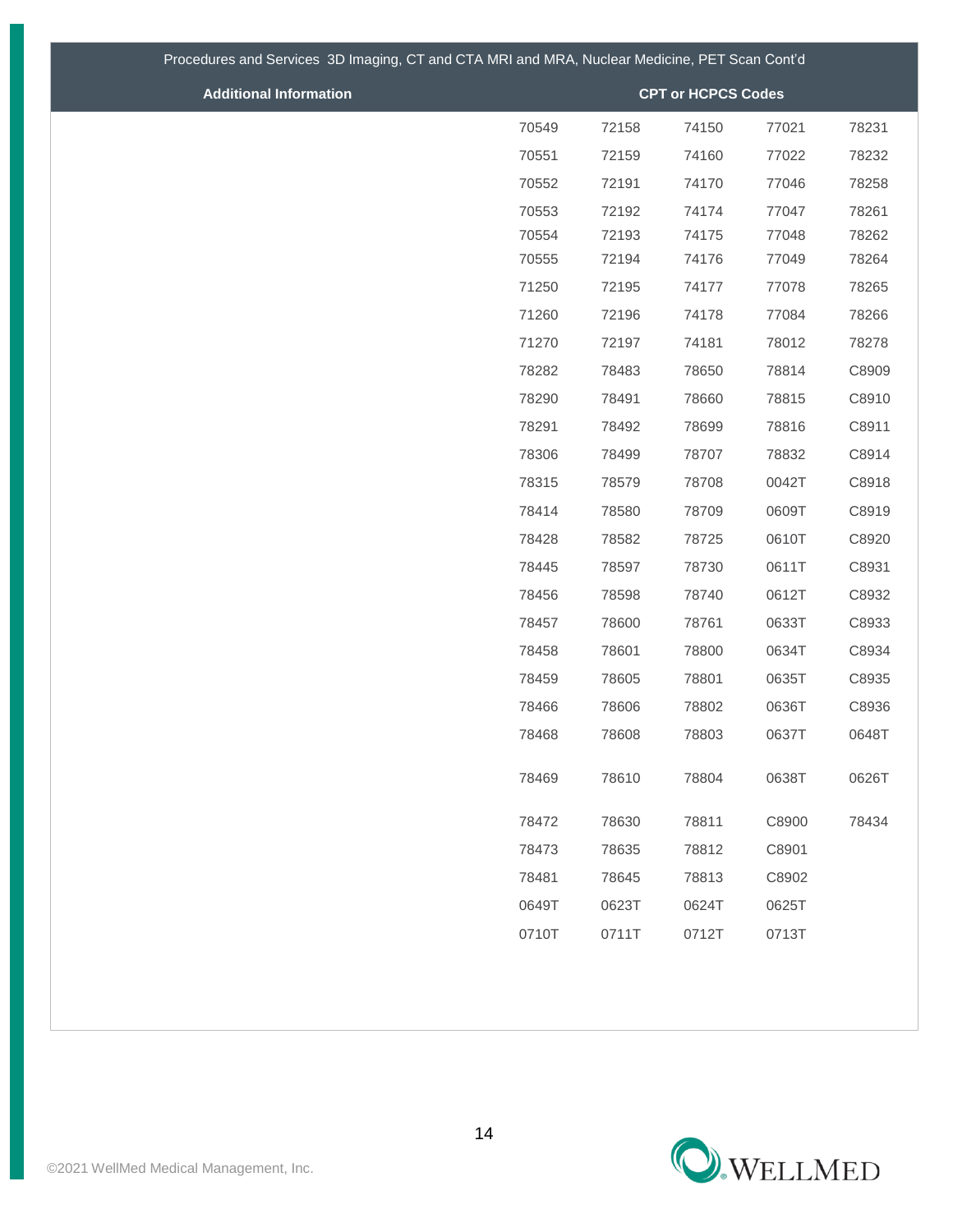| Procedures and Services 3D Imaging, CT and CTA MRI and MRA, Nuclear Medicine, PET Scan Cont'd | | | | | |
|---|---|---|---|---|---|
| **Additional Information** | **CPT or HCPCS Codes** | | | | |
| | 70549 | 72158 | 74150 | 77021 | 78231 |
| | 70551 | 72159 | 74160 | 77022 | 78232 |
| | 70552 | 72191 | 74170 | 77046 | 78258 |
| | 70553 | 72192 | 74174 | 77047 | 78261 |
| | 70554 | 72193 | 74175 | 77048 | 78262 |
| | 70555 | 72194 | 74176 | 77049 | 78264 |
| | 71250 | 72195 | 74177 | 77078 | 78265 |
| | 71260 | 72196 | 74178 | 77084 | 78266 |
| | 71270 | 72197 | 74181 | 78012 | 78278 |
| | 78282 | 78483 | 78650 | 78814 | C8909 |
| | 78290 | 78491 | 78660 | 78815 | C8910 |
| | 78291 | 78492 | 78699 | 78816 | C8911 |
| | 78306 | 78499 | 78707 | 78832 | C8914 |
| | 78315 | 78579 | 78708 | 0042T | C8918 |
| | 78414 | 78580 | 78709 | 0609T | C8919 |
| | 78428 | 78582 | 78725 | 0610T | C8920 |
| | 78445 | 78597 | 78730 | 0611T | C8931 |
| | 78456 | 78598 | 78740 | 0612T | C8932 |
| | 78457 | 78600 | 78761 | 0633T | C8933 |
| | 78458 | 78601 | 78800 | 0634T | C8934 |
| | 78459 | 78605 | 78801 | 0635T | C8935 |
| | 78466 | 78606 | 78802 | 0636T | C8936 |
| | 78468 | 78608 | 78803 | 0637T | 0648T |
| | 78469 | 78610 | 78804 | 0638T | 0626T |
| | 78472 | 78630 | 78811 | C8900 | 78434 |
| | 78473 | 78635 | 78812 | C8901 | |
| | 78481 | 78645 | 78813 | C8902 | |
| | 0649T | 0623T | 0624T | 0625T | |
| | 0710T | 0711T | 0712T | 0713T | |

©2021 WellMed Medical Management, Inc.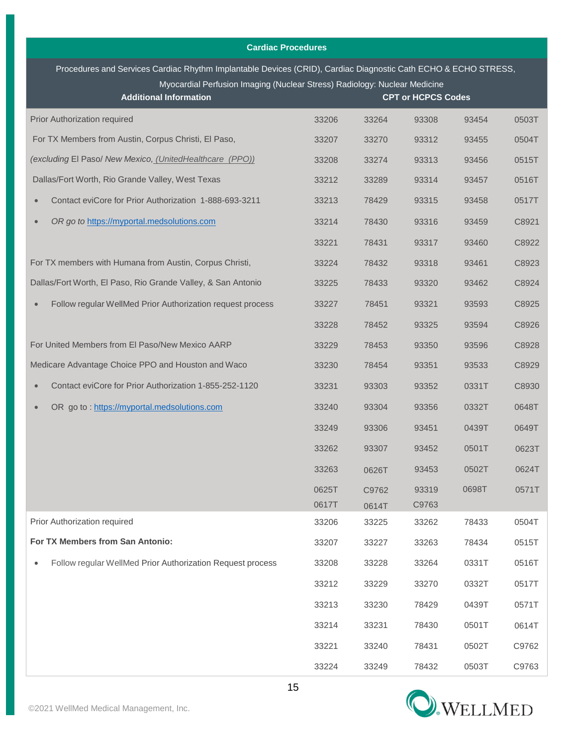## Cardiac Procedures

Procedures and Services Cardiac Rhythm Implantable Devices (CRID), Cardiac Diagnostic Cath ECHO & ECHO STRESS, Myocardial Perfusion Imaging (Nuclear Stress) Radiology: Nuclear Medicine

| Additional Information | CPT or HCPCS Codes | | | | |
|---|---|---|---|---|---|
| Prior Authorization required | 33206 | 33264 | 93308 | 93454 | 0503T |
| For TX Members from Austin, Corpus Christi, El Paso, | 33207 | 33270 | 93312 | 93455 | 0504T |
| *(excluding* El Paso/ *New Mexico,* *(UnitedHealthcare (PPO))* | 33208 | 33274 | 93313 | 93456 | 0515T |
| Dallas/Fort Worth, Rio Grande Valley, West Texas | 33212 | 33289 | 93314 | 93457 | 0516T |
| • Contact eviCore for Prior Authorization 1-888-693-3211 | 33213 | 78429 | 93315 | 93458 | 0517T |
| • *OR go to* https://myportal.medsolutions.com | 33214 | 78430 | 93316 | 93459 | C8921 |
| | 33221 | 78431 | 93317 | 93460 | C8922 |
| For TX members with Humana from Austin, Corpus Christi, | 33224 | 78432 | 93318 | 93461 | C8923 |
| Dallas/Fort Worth, El Paso, Rio Grande Valley, & San Antonio | 33225 | 78433 | 93320 | 93462 | C8924 |
| • Follow regular WellMed Prior Authorization request process | 33227 | 78451 | 93321 | 93593 | C8925 |
| | 33228 | 78452 | 93325 | 93594 | C8926 |
| For United Members from El Paso/New Mexico AARP | 33229 | 78453 | 93350 | 93596 | C8928 |
| Medicare Advantage Choice PPO and Houston and Waco | 33230 | 78454 | 93351 | 93533 | C8929 |
| • Contact eviCore for Prior Authorization 1-855-252-1120 | 33231 | 93303 | 93352 | 0331T | C8930 |
| • OR go to : https://myportal.medsolutions.com | 33240 | 93304 | 93356 | 0332T | 0648T |
| | 33249 | 93306 | 93451 | 0439T | 0649T |
| | 33262 | 93307 | 93452 | 0501T | 0623T |
| | 33263 | 0626T | 93453 | 0502T | 0624T |
| | 0625T | C9762 | 93319 | 0698T | 0571T |
| | 0617T | 0614T | C9763 | | |
| Prior Authorization required | 33206 | 33225 | 33262 | 78433 | 0504T |
| **For TX Members from San Antonio:** | 33207 | 33227 | 33263 | 78434 | 0515T |
| • Follow regular WellMed Prior Authorization Request process | 33208 | 33228 | 33264 | 0331T | 0516T |
| | 33212 | 33229 | 33270 | 0332T | 0517T |
| | 33213 | 33230 | 78429 | 0439T | 0571T |
| | 33214 | 33231 | 78430 | 0501T | 0614T |
| | 33221 | 33240 | 78431 | 0502T | C9762 |
| | 33224 | 33249 | 78432 | 0503T | C9763 |

©2021 WellMed Medical Management, Inc.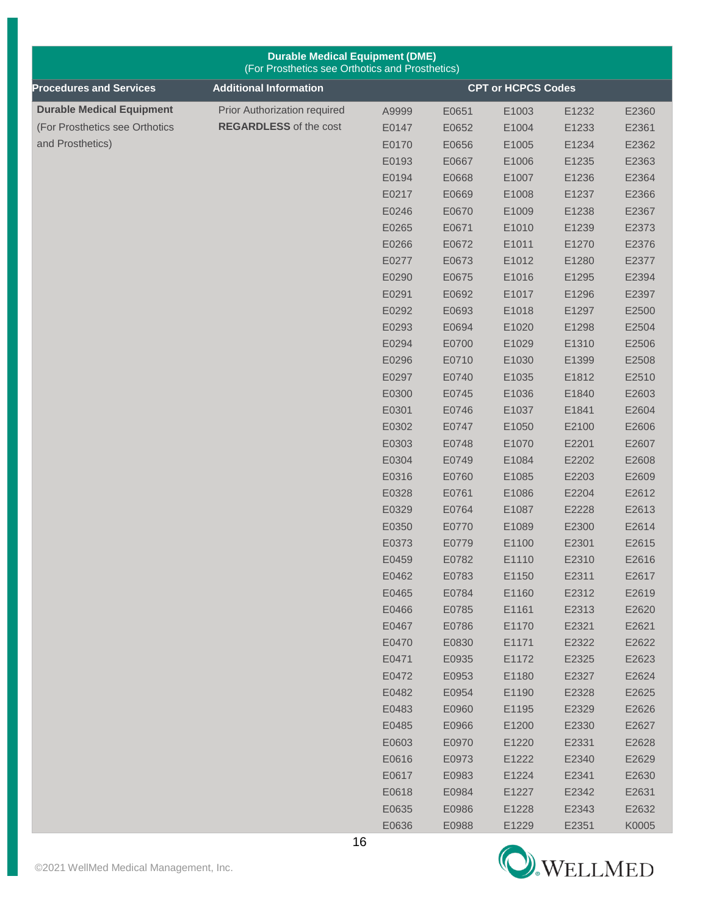| Durable Medical Equipment (DME) (For Prosthetics see Orthotics and Prosthetics) | | | | | | |
|---|---|---|---|---|---|---|
| **Procedures and Services** | **Additional Information** | **CPT or HCPCS Codes** | | | | |
| **Durable Medical Equipment** (For Prosthetics see Orthotics and Prosthetics) | Prior Authorization required **REGARDLESS** of the cost | A9999 | E0651 | E1003 | E1232 | E2360 |
| | | E0147 | E0652 | E1004 | E1233 | E2361 |
| | | E0170 | E0656 | E1005 | E1234 | E2362 |
| | | E0193 | E0667 | E1006 | E1235 | E2363 |
| | | E0194 | E0668 | E1007 | E1236 | E2364 |
| | | E0217 | E0669 | E1008 | E1237 | E2366 |
| | | E0246 | E0670 | E1009 | E1238 | E2367 |
| | | E0265 | E0671 | E1010 | E1239 | E2373 |
| | | E0266 | E0672 | E1011 | E1270 | E2376 |
| | | E0277 | E0673 | E1012 | E1280 | E2377 |
| | | E0290 | E0675 | E1016 | E1295 | E2394 |
| | | E0291 | E0692 | E1017 | E1296 | E2397 |
| | | E0292 | E0693 | E1018 | E1297 | E2500 |
| | | E0293 | E0694 | E1020 | E1298 | E2504 |
| | | E0294 | E0700 | E1029 | E1310 | E2506 |
| | | E0296 | E0710 | E1030 | E1399 | E2508 |
| | | E0297 | E0740 | E1035 | E1812 | E2510 |
| | | E0300 | E0745 | E1036 | E1840 | E2603 |
| | | E0301 | E0746 | E1037 | E1841 | E2604 |
| | | E0302 | E0747 | E1050 | E2100 | E2606 |
| | | E0303 | E0748 | E1070 | E2201 | E2607 |
| | | E0304 | E0749 | E1084 | E2202 | E2608 |
| | | E0316 | E0760 | E1085 | E2203 | E2609 |
| | | E0328 | E0761 | E1086 | E2204 | E2612 |
| | | E0329 | E0764 | E1087 | E2228 | E2613 |
| | | E0350 | E0770 | E1089 | E2300 | E2614 |
| | | E0373 | E0779 | E1100 | E2301 | E2615 |
| | | E0459 | E0782 | E1110 | E2310 | E2616 |
| | | E0462 | E0783 | E1150 | E2311 | E2617 |
| | | E0465 | E0784 | E1160 | E2312 | E2619 |
| | | E0466 | E0785 | E1161 | E2313 | E2620 |
| | | E0467 | E0786 | E1170 | E2321 | E2621 |
| | | E0470 | E0830 | E1171 | E2322 | E2622 |
| | | E0471 | E0935 | E1172 | E2325 | E2623 |
| | | E0472 | E0953 | E1180 | E2327 | E2624 |
| | | E0482 | E0954 | E1190 | E2328 | E2625 |
| | | E0483 | E0960 | E1195 | E2329 | E2626 |
| | | E0485 | E0966 | E1200 | E2330 | E2627 |
| | | E0603 | E0970 | E1220 | E2331 | E2628 |
| | | E0616 | E0973 | E1222 | E2340 | E2629 |
| | | E0617 | E0983 | E1224 | E2341 | E2630 |
| | | E0618 | E0984 | E1227 | E2342 | E2631 |
| | | E0635 | E0986 | E1228 | E2343 | E2632 |
| | | E0636 | E0988 | E1229 | E2351 | K0005 |

©2021 WellMed Medical Management, Inc.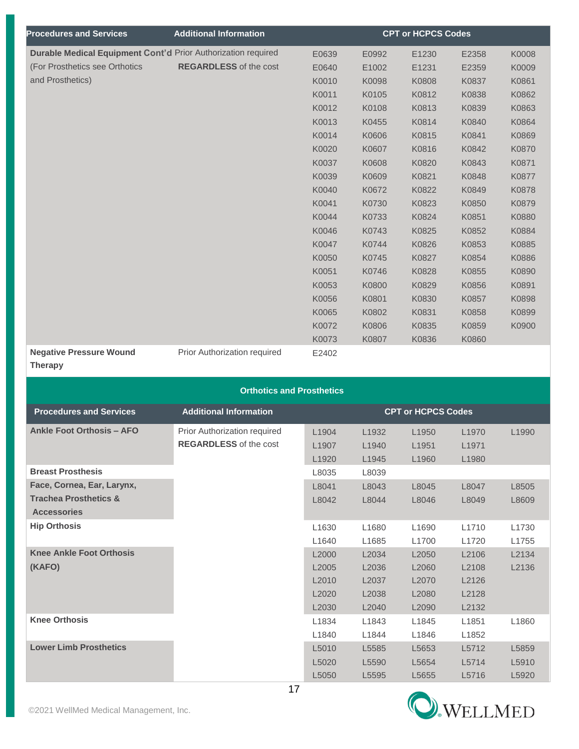| Procedures and Services | Additional Information | CPT or HCPCS Codes | | | | |
|---|---|---|---|---|---|---|
| **Durable Medical Equipment Cont'd** (For Prosthetics see Orthotics and Prosthetics) | Prior Authorization required **REGARDLESS** of the cost | E0639 | E0992 | E1230 | E2358 | K0008 |
| | | E0640 | E1002 | E1231 | E2359 | K0009 |
| | | K0010 | K0098 | K0808 | K0837 | K0861 |
| | | K0011 | K0105 | K0812 | K0838 | K0862 |
| | | K0012 | K0108 | K0813 | K0839 | K0863 |
| | | K0013 | K0455 | K0814 | K0840 | K0864 |
| | | K0014 | K0606 | K0815 | K0841 | K0869 |
| | | K0020 | K0607 | K0816 | K0842 | K0870 |
| | | K0037 | K0608 | K0820 | K0843 | K0871 |
| | | K0039 | K0609 | K0821 | K0848 | K0877 |
| | | K0040 | K0672 | K0822 | K0849 | K0878 |
| | | K0041 | K0730 | K0823 | K0850 | K0879 |
| | | K0044 | K0733 | K0824 | K0851 | K0880 |
| | | K0046 | K0743 | K0825 | K0852 | K0884 |
| | | K0047 | K0744 | K0826 | K0853 | K0885 |
| | | K0050 | K0745 | K0827 | K0854 | K0886 |
| | | K0051 | K0746 | K0828 | K0855 | K0890 |
| | | K0053 | K0800 | K0829 | K0856 | K0891 |
| | | K0056 | K0801 | K0830 | K0857 | K0898 |
| | | K0065 | K0802 | K0831 | K0858 | K0899 |
| | | K0072 | K0806 | K0835 | K0859 | K0900 |
| | | K0073 | K0807 | K0836 | K0860 | |
| **Negative Pressure Wound Therapy** | Prior Authorization required | E2402 | | | | |

## Orthotics and Prosthetics

| Procedures and Services | Additional Information | CPT or HCPCS Codes | | | | |
|---|---|---|---|---|---|---|
| **Ankle Foot Orthosis – AFO** | Prior Authorization required **REGARDLESS** of the cost | L1904 | L1932 | L1950 | L1970 | L1990 |
| | | L1907 | L1940 | L1951 | L1971 | |
| | | L1920 | L1945 | L1960 | L1980 | |
| **Breast Prosthesis** | | L8035 | L8039 | | | |
| **Face, Cornea, Ear, Larynx, Trachea Prosthetics & Accessories** | | L8041 | L8043 | L8045 | L8047 | L8505 |
| | | L8042 | L8044 | L8046 | L8049 | L8609 |
| **Hip Orthosis** | | L1630 | L1680 | L1690 | L1710 | L1730 |
| | | L1640 | L1685 | L1700 | L1720 | L1755 |
| **Knee Ankle Foot Orthosis (KAFO)** | | L2000 | L2034 | L2050 | L2106 | L2134 |
| | | L2005 | L2036 | L2060 | L2108 | L2136 |
| | | L2010 | L2037 | L2070 | L2126 | |
| | | L2020 | L2038 | L2080 | L2128 | |
| | | L2030 | L2040 | L2090 | L2132 | |
| **Knee Orthosis** | | L1834 | L1843 | L1845 | L1851 | L1860 |
| | | L1840 | L1844 | L1846 | L1852 | |
| **Lower Limb Prosthetics** | | L5010 | L5585 | L5653 | L5712 | L5859 |
| | | L5020 | L5590 | L5654 | L5714 | L5910 |
| | | L5050 | L5595 | L5655 | L5716 | L5920 |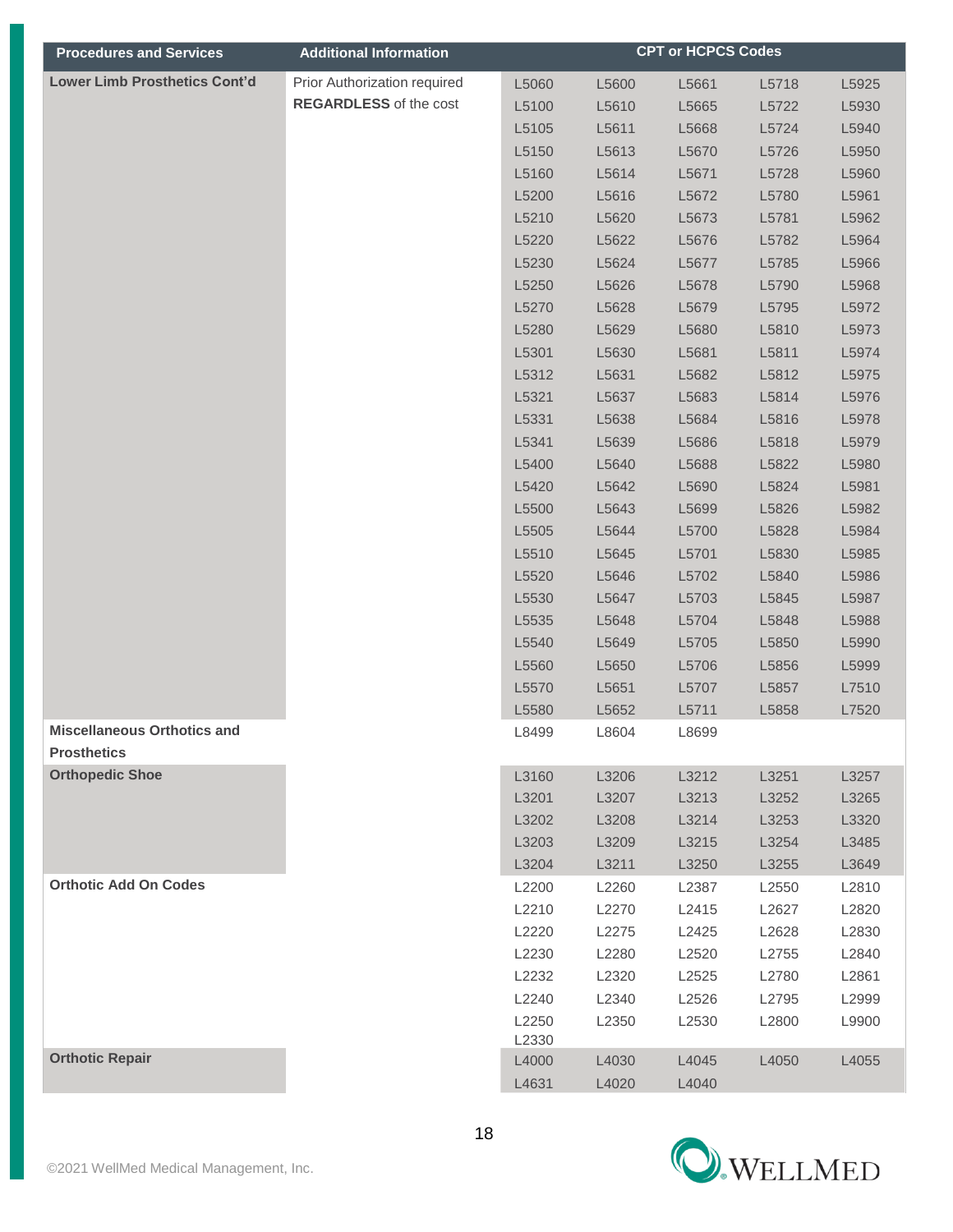| Procedures and Services | Additional Information | CPT or HCPCS Codes | | | | |
|---|---|---|---|---|---|---|
| Lower Limb Prosthetics Cont'd | Prior Authorization required **REGARDLESS** of the cost | L5060 | L5600 | L5661 | L5718 | L5925 |
| | | L5100 | L5610 | L5665 | L5722 | L5930 |
| | | L5105 | L5611 | L5668 | L5724 | L5940 |
| | | L5150 | L5613 | L5670 | L5726 | L5950 |
| | | L5160 | L5614 | L5671 | L5728 | L5960 |
| | | L5200 | L5616 | L5672 | L5780 | L5961 |
| | | L5210 | L5620 | L5673 | L5781 | L5962 |
| | | L5220 | L5622 | L5676 | L5782 | L5964 |
| | | L5230 | L5624 | L5677 | L5785 | L5966 |
| | | L5250 | L5626 | L5678 | L5790 | L5968 |
| | | L5270 | L5628 | L5679 | L5795 | L5972 |
| | | L5280 | L5629 | L5680 | L5810 | L5973 |
| | | L5301 | L5630 | L5681 | L5811 | L5974 |
| | | L5312 | L5631 | L5682 | L5812 | L5975 |
| | | L5321 | L5637 | L5683 | L5814 | L5976 |
| | | L5331 | L5638 | L5684 | L5816 | L5978 |
| | | L5341 | L5639 | L5686 | L5818 | L5979 |
| | | L5400 | L5640 | L5688 | L5822 | L5980 |
| | | L5420 | L5642 | L5690 | L5824 | L5981 |
| | | L5500 | L5643 | L5699 | L5826 | L5982 |
| | | L5505 | L5644 | L5700 | L5828 | L5984 |
| | | L5510 | L5645 | L5701 | L5830 | L5985 |
| | | L5520 | L5646 | L5702 | L5840 | L5986 |
| | | L5530 | L5647 | L5703 | L5845 | L5987 |
| | | L5535 | L5648 | L5704 | L5848 | L5988 |
| | | L5540 | L5649 | L5705 | L5850 | L5990 |
| | | L5560 | L5650 | L5706 | L5856 | L5999 |
| | | L5570 | L5651 | L5707 | L5857 | L7510 |
| | | L5580 | L5652 | L5711 | L5858 | L7520 |
| Miscellaneous Orthotics and Prosthetics | | L8499 | L8604 | L8699 | | |
| Orthopedic Shoe | | L3160 | L3206 | L3212 | L3251 | L3257 |
| | | L3201 | L3207 | L3213 | L3252 | L3265 |
| | | L3202 | L3208 | L3214 | L3253 | L3320 |
| | | L3203 | L3209 | L3215 | L3254 | L3485 |
| | | L3204 | L3211 | L3250 | L3255 | L3649 |
| Orthotic Add On Codes | | L2200 | L2260 | L2387 | L2550 | L2810 |
| | | L2210 | L2270 | L2415 | L2627 | L2820 |
| | | L2220 | L2275 | L2425 | L2628 | L2830 |
| | | L2230 | L2280 | L2520 | L2755 | L2840 |
| | | L2232 | L2320 | L2525 | L2780 | L2861 |
| | | L2240 | L2340 | L2526 | L2795 | L2999 |
| | | L2250 | L2350 | L2530 | L2800 | L9900 |
| | | L2330 | | | | |
| Orthotic Repair | | L4000 | L4030 | L4045 | L4050 | L4055 |
| | | L4631 | L4020 | L4040 | | |

©2021 WellMed Medical Management, Inc.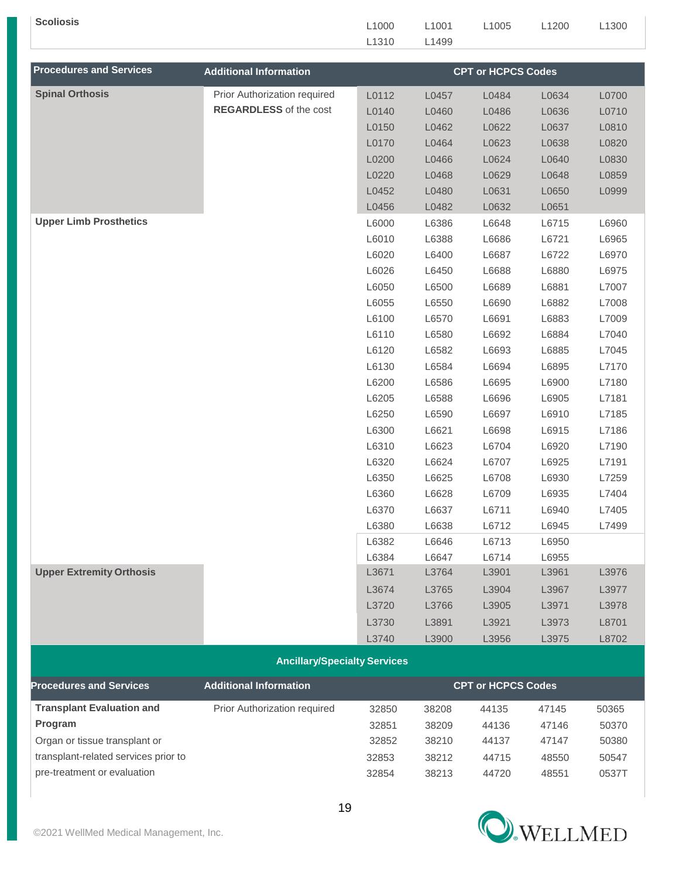| Procedures and Services | Additional Information | CPT or HCPCS Codes | | | | |
|---|---|---|---|---|---|---|
| **Scoliosis** | | L1000 | L1001 | L1005 | L1200 | L1300 |
| | | L1310 | L1499 | | | |

| Procedures and Services | Additional Information | CPT or HCPCS Codes | | | | |
|---|---|---|---|---|---|---|
| **Spinal Orthosis** | Prior Authorization required **REGARDLESS** of the cost | L0112 | L0457 | L0484 | L0634 | L0700 |
| | | L0140 | L0460 | L0486 | L0636 | L0710 |
| | | L0150 | L0462 | L0622 | L0637 | L0810 |
| | | L0170 | L0464 | L0623 | L0638 | L0820 |
| | | L0200 | L0466 | L0624 | L0640 | L0830 |
| | | L0220 | L0468 | L0629 | L0648 | L0859 |
| | | L0452 | L0480 | L0631 | L0650 | L0999 |
| | | L0456 | L0482 | L0632 | L0651 | |
| **Upper Limb Prosthetics** | | L6000 | L6386 | L6648 | L6715 | L6960 |
| | | L6010 | L6388 | L6686 | L6721 | L6965 |
| | | L6020 | L6400 | L6687 | L6722 | L6970 |
| | | L6026 | L6450 | L6688 | L6880 | L6975 |
| | | L6050 | L6500 | L6689 | L6881 | L7007 |
| | | L6055 | L6550 | L6690 | L6882 | L7008 |
| | | L6100 | L6570 | L6691 | L6883 | L7009 |
| | | L6110 | L6580 | L6692 | L6884 | L7040 |
| | | L6120 | L6582 | L6693 | L6885 | L7045 |
| | | L6130 | L6584 | L6694 | L6895 | L7170 |
| | | L6200 | L6586 | L6695 | L6900 | L7180 |
| | | L6205 | L6588 | L6696 | L6905 | L7181 |
| | | L6250 | L6590 | L6697 | L6910 | L7185 |
| | | L6300 | L6621 | L6698 | L6915 | L7186 |
| | | L6310 | L6623 | L6704 | L6920 | L7190 |
| | | L6320 | L6624 | L6707 | L6925 | L7191 |
| | | L6350 | L6625 | L6708 | L6930 | L7259 |
| | | L6360 | L6628 | L6709 | L6935 | L7404 |
| | | L6370 | L6637 | L6711 | L6940 | L7405 |
| | | L6380 | L6638 | L6712 | L6945 | L7499 |
| | | L6382 | L6646 | L6713 | L6950 | |
| | | L6384 | L6647 | L6714 | L6955 | |
| **Upper Extremity Orthosis** | | L3671 | L3764 | L3901 | L3961 | L3976 |
| | | L3674 | L3765 | L3904 | L3967 | L3977 |
| | | L3720 | L3766 | L3905 | L3971 | L3978 |
| | | L3730 | L3891 | L3921 | L3973 | L8701 |
| | | L3740 | L3900 | L3956 | L3975 | L8702 |

## Ancillary/Specialty Services

| Procedures and Services | Additional Information | CPT or HCPCS Codes | | | | |
|---|---|---|---|---|---|---|
| **Transplant Evaluation and Program** Organ or tissue transplant or transplant-related services prior to pre-treatment or evaluation | Prior Authorization required | 32850 | 38208 | 44135 | 47145 | 50365 |
| | | 32851 | 38209 | 44136 | 47146 | 50370 |
| | | 32852 | 38210 | 44137 | 47147 | 50380 |
| | | 32853 | 38212 | 44715 | 48550 | 50547 |
| | | 32854 | 38213 | 44720 | 48551 | 0537T |

©2021 WellMed Medical Management, Inc.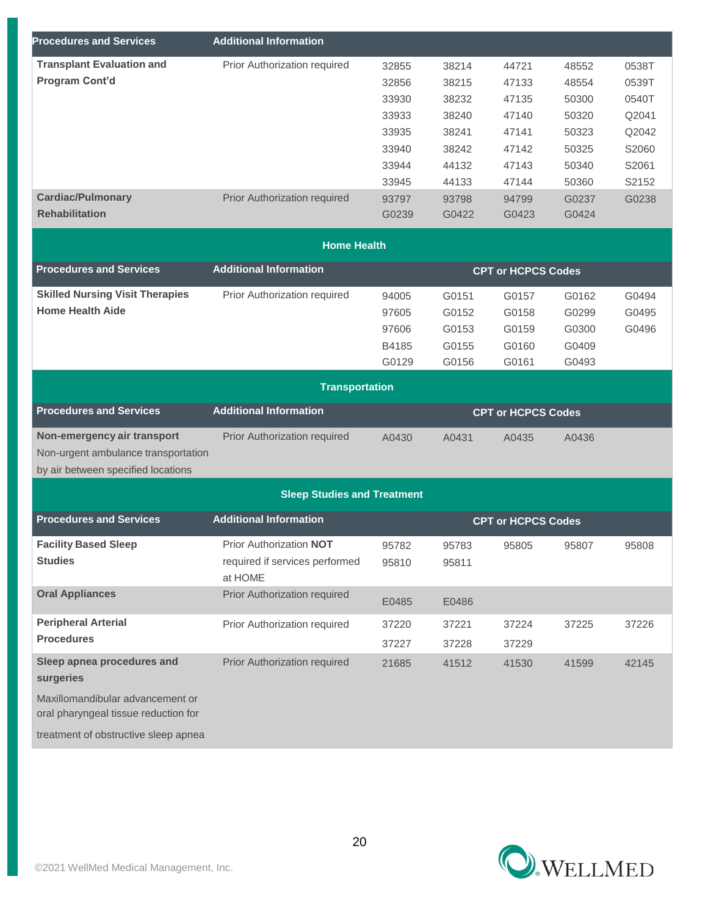| Procedures and Services | Additional Information | | | | | |
|---|---|---|---|---|---|---|
| **Transplant Evaluation and Program Cont'd** | Prior Authorization required | 32855 | 38214 | 44721 | 48552 | 0538T |
| | | 32856 | 38215 | 47133 | 48554 | 0539T |
| | | 33930 | 38232 | 47135 | 50300 | 0540T |
| | | 33933 | 38240 | 47140 | 50320 | Q2041 |
| | | 33935 | 38241 | 47141 | 50323 | Q2042 |
| | | 33940 | 38242 | 47142 | 50325 | S2060 |
| | | 33944 | 44132 | 47143 | 50340 | S2061 |
| | | 33945 | 44133 | 47144 | 50360 | S2152 |
| **Cardiac/Pulmonary Rehabilitation** | Prior Authorization required | 93797 | 93798 | 94799 | G0237 | G0238 |
| | | G0239 | G0422 | G0423 | G0424 | |

## Home Health

| Procedures and Services | Additional Information | CPT or HCPCS Codes | | | | |
|---|---|---|---|---|---|---|
| **Skilled Nursing Visit Therapies Home Health Aide** | Prior Authorization required | 94005 | G0151 | G0157 | G0162 | G0494 |
| | | 97605 | G0152 | G0158 | G0299 | G0495 |
| | | 97606 | G0153 | G0159 | G0300 | G0496 |
| | | B4185 | G0155 | G0160 | G0409 | |
| | | G0129 | G0156 | G0161 | G0493 | |

## Transportation

| Procedures and Services | Additional Information | CPT or HCPCS Codes | | | | |
|---|---|---|---|---|---|---|
| **Non-emergency air transport** Non-urgent ambulance transportation by air between specified locations | Prior Authorization required | A0430 | A0431 | A0435 | A0436 | |

## Sleep Studies and Treatment

| Procedures and Services | Additional Information | CPT or HCPCS Codes | | | | |
|---|---|---|---|---|---|---|
| **Facility Based Sleep Studies** | Prior Authorization **NOT** required if services performed at HOME | 95782 | 95783 | 95805 | 95807 | 95808 |
| | | 95810 | 95811 | | | |
| **Oral Appliances** | Prior Authorization required | E0485 | E0486 | | | |
| **Peripheral Arterial Procedures** | Prior Authorization required | 37220 | 37221 | 37224 | 37225 | 37226 |
| | | 37227 | 37228 | 37229 | | |
| **Sleep apnea procedures and surgeries** Maxillomandibular advancement or oral pharyngeal tissue reduction for treatment of obstructive sleep apnea | Prior Authorization required | 21685 | 41512 | 41530 | 41599 | 42145 |

©2021 WellMed Medical Management, Inc.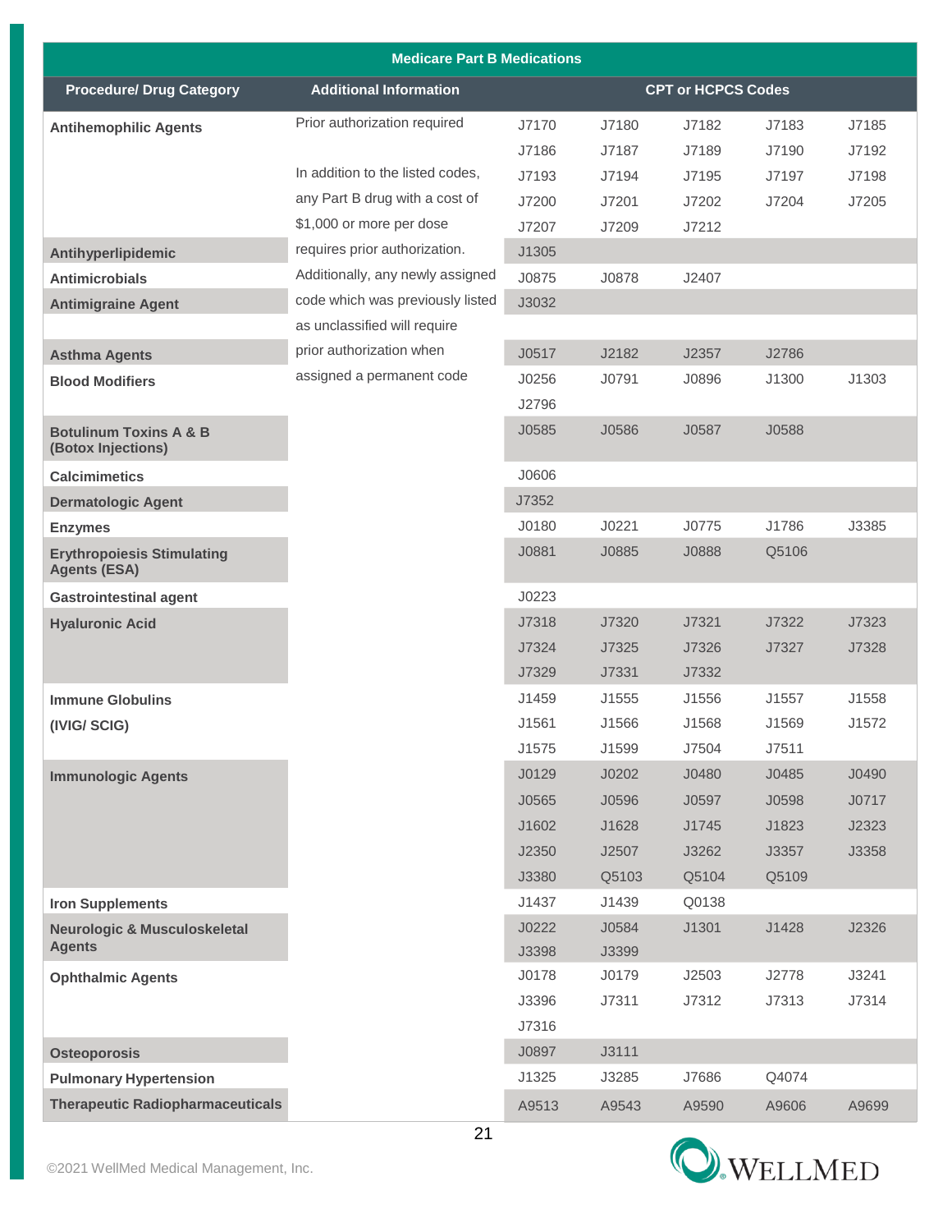| Medicare Part B Medications | | | | | | |
|---|---|---|---|---|---|---|
| **Procedure/ Drug Category** | **Additional Information** | **CPT or HCPCS Codes** | | | | |
| **Antihemophilic Agents** | Prior authorization required<br><br>In addition to the listed codes, any Part B drug with a cost of $1,000 or more per dose requires prior authorization. Additionally, any newly assigned code which was previously listed as unclassified will require prior authorization when assigned a permanent code | J7170 | J7180 | J7182 | J7183 | J7185 |
| | | J7186 | J7187 | J7189 | J7190 | J7192 |
| | | J7193 | J7194 | J7195 | J7197 | J7198 |
| | | J7200 | J7201 | J7202 | J7204 | J7205 |
| | | J7207 | J7209 | J7212 | | |
| **Antihyperlipidemic** | | J1305 | | | | |
| **Antimicrobials** | | J0875 | J0878 | J2407 | | |
| **Antimigraine Agent** | | J3032 | | | | |
| **Asthma Agents** | | J0517 | J2182 | J2357 | J2786 | |
| **Blood Modifiers** | | J0256 | J0791 | J0896 | J1300 | J1303 |
| | | J2796 | | | | |
| **Botulinum Toxins A & B (Botox Injections)** | | J0585 | J0586 | J0587 | J0588 | |
| **Calcimimetics** | | J0606 | | | | |
| **Dermatologic Agent** | | J7352 | | | | |
| **Enzymes** | | J0180 | J0221 | J0775 | J1786 | J3385 |
| **Erythropoiesis Stimulating Agents (ESA)** | | J0881 | J0885 | J0888 | Q5106 | |
| **Gastrointestinal agent** | | J0223 | | | | |
| **Hyaluronic Acid** | | J7318 | J7320 | J7321 | J7322 | J7323 |
| | | J7324 | J7325 | J7326 | J7327 | J7328 |
| | | J7329 | J7331 | J7332 | | |
| **Immune Globulins (IVIG/ SCIG)** | | J1459 | J1555 | J1556 | J1557 | J1558 |
| | | J1561 | J1566 | J1568 | J1569 | J1572 |
| | | J1575 | J1599 | J7504 | J7511 | |
| **Immunologic Agents** | | J0129 | J0202 | J0480 | J0485 | J0490 |
| | | J0565 | J0596 | J0597 | J0598 | J0717 |
| | | J1602 | J1628 | J1745 | J1823 | J2323 |
| | | J2350 | J2507 | J3262 | J3357 | J3358 |
| | | J3380 | Q5103 | Q5104 | Q5109 | |
| **Iron Supplements** | | J1437 | J1439 | Q0138 | | |
| **Neurologic & Musculoskeletal Agents** | | J0222 | J0584 | J1301 | J1428 | J2326 |
| | | J3398 | J3399 | | | |
| **Ophthalmic Agents** | | J0178 | J0179 | J2503 | J2778 | J3241 |
| | | J3396 | J7311 | J7312 | J7313 | J7314 |
| | | J7316 | | | | |
| **Osteoporosis** | | J0897 | J3111 | | | |
| **Pulmonary Hypertension** | | J1325 | J3285 | J7686 | Q4074 | |
| **Therapeutic Radiopharmaceuticals** | | A9513 | A9543 | A9590 | A9606 | A9699 |

©2021 WellMed Medical Management, Inc.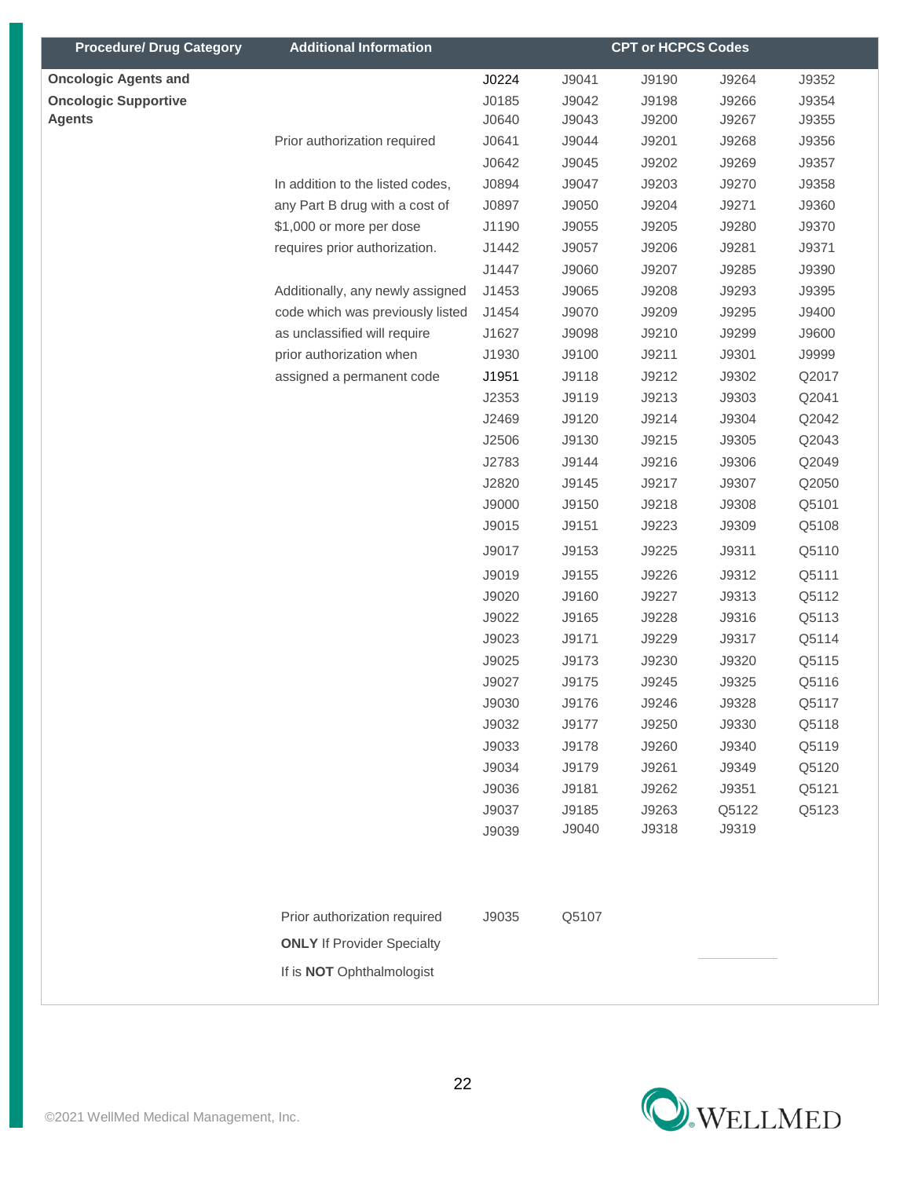| Procedure/ Drug Category | Additional Information | CPT or HCPCS Codes | | | | |
|---|---|---|---|---|---|---|
| Oncologic Agents and Oncologic Supportive Agents | Prior authorization required<br><br>In addition to the listed codes, any Part B drug with a cost of $1,000 or more per dose requires prior authorization.<br><br>Additionally, any newly assigned code which was previously listed as unclassified will require prior authorization when assigned a permanent code | J0224 | J9041 | J9190 | J9264 | J9352 |
| | | J0185 | J9042 | J9198 | J9266 | J9354 |
| | | J0640 | J9043 | J9200 | J9267 | J9355 |
| | | J0641 | J9044 | J9201 | J9268 | J9356 |
| | | J0642 | J9045 | J9202 | J9269 | J9357 |
| | | J0894 | J9047 | J9203 | J9270 | J9358 |
| | | J0897 | J9050 | J9204 | J9271 | J9360 |
| | | J1190 | J9055 | J9205 | J9280 | J9370 |
| | | J1442 | J9057 | J9206 | J9281 | J9371 |
| | | J1447 | J9060 | J9207 | J9285 | J9390 |
| | | J1453 | J9065 | J9208 | J9293 | J9395 |
| | | J1454 | J9070 | J9209 | J9295 | J9400 |
| | | J1627 | J9098 | J9210 | J9299 | J9600 |
| | | J1930 | J9100 | J9211 | J9301 | J9999 |
| | | J1951 | J9118 | J9212 | J9302 | Q2017 |
| | | J2353 | J9119 | J9213 | J9303 | Q2041 |
| | | J2469 | J9120 | J9214 | J9304 | Q2042 |
| | | J2506 | J9130 | J9215 | J9305 | Q2043 |
| | | J2783 | J9144 | J9216 | J9306 | Q2049 |
| | | J2820 | J9145 | J9217 | J9307 | Q2050 |
| | | J9000 | J9150 | J9218 | J9308 | Q5101 |
| | | J9015 | J9151 | J9223 | J9309 | Q5108 |
| | | J9017 | J9153 | J9225 | J9311 | Q5110 |
| | | J9019 | J9155 | J9226 | J9312 | Q5111 |
| | | J9020 | J9160 | J9227 | J9313 | Q5112 |
| | | J9022 | J9165 | J9228 | J9316 | Q5113 |
| | | J9023 | J9171 | J9229 | J9317 | Q5114 |
| | | J9025 | J9173 | J9230 | J9320 | Q5115 |
| | | J9027 | J9175 | J9245 | J9325 | Q5116 |
| | | J9030 | J9176 | J9246 | J9328 | Q5117 |
| | | J9032 | J9177 | J9250 | J9330 | Q5118 |
| | | J9033 | J9178 | J9260 | J9340 | Q5119 |
| | | J9034 | J9179 | J9261 | J9349 | Q5120 |
| | | J9036 | J9181 | J9262 | J9351 | Q5121 |
| | | J9037 | J9185 | J9263 | Q5122 | Q5123 |
| | | J9039 | J9040 | J9318 | J9319 | |
| | Prior authorization required **ONLY** If Provider Specialty If is **NOT** Ophthalmologist | J9035 | Q5107 | | | |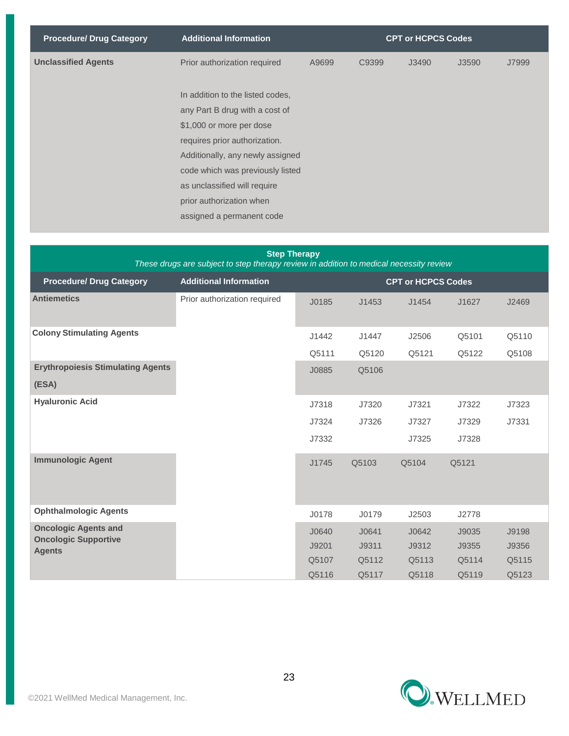| Procedure/ Drug Category | Additional Information | CPT or HCPCS Codes | | | | |
|---|---|---|---|---|---|---|
| **Unclassified Agents** | Prior authorization required<br><br>In addition to the listed codes, any Part B drug with a cost of $1,000 or more per dose requires prior authorization. Additionally, any newly assigned code which was previously listed as unclassified will require prior authorization when assigned a permanent code | A9699 | C9399 | J3490 | J3590 | J7999 |

**Step Therapy**

*These drugs are subject to step therapy review in addition to medical necessity review*

| Procedure/ Drug Category | Additional Information | CPT or HCPCS Codes | | | | |
|---|---|---|---|---|---|---|
| **Antiemetics** | Prior authorization required | J0185 | J1453 | J1454 | J1627 | J2469 |
| **Colony Stimulating Agents** | | J1442 | J1447 | J2506 | Q5101 | Q5110 |
| | | Q5111 | Q5120 | Q5121 | Q5122 | Q5108 |
| **Erythropoiesis Stimulating Agents (ESA)** | | J0885 | Q5106 | | | |
| **Hyaluronic Acid** | | J7318 | J7320 | J7321 | J7322 | J7323 |
| | | J7324 | J7326 | J7327 | J7329 | J7331 |
| | | J7332 | | J7325 | J7328 | |
| **Immunologic Agent** | | J1745 | Q5103 | Q5104 | Q5121 | |
| **Ophthalmologic Agents** | | J0178 | J0179 | J2503 | J2778 | |
| **Oncologic Agents and Oncologic Supportive Agents** | | J0640 | J0641 | J0642 | J9035 | J9198 |
| | | J9201 | J9311 | J9312 | J9355 | J9356 |
| | | Q5107 | Q5112 | Q5113 | Q5114 | Q5115 |
| | | Q5116 | Q5117 | Q5118 | Q5119 | Q5123 |

©2021 WellMed Medical Management, Inc.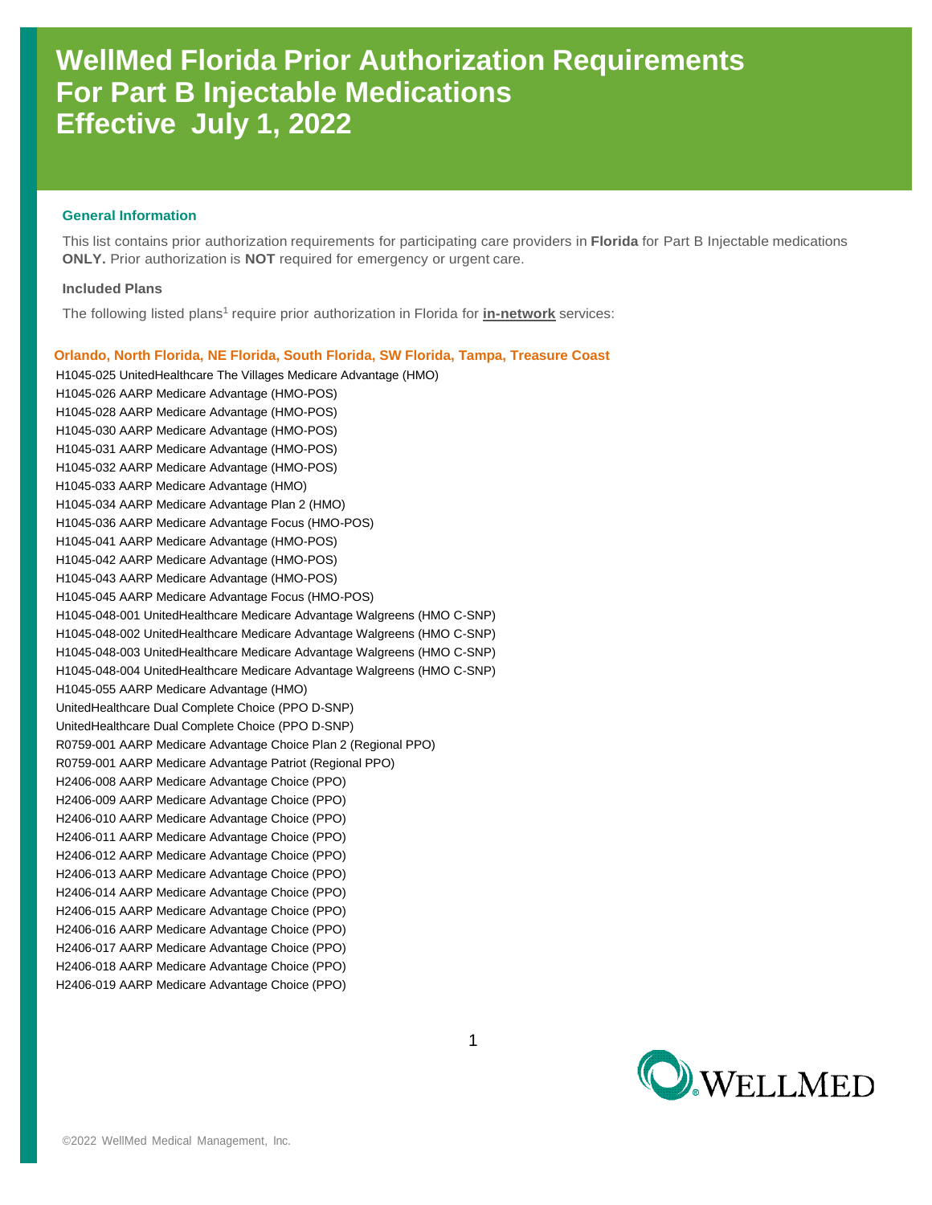# WellMed Florida Prior Authorization Requirements For Part B Injectable Medications Effective July 1, 2022

### General Information

This list contains prior authorization requirements for participating care providers in **Florida** for Part B Injectable medications **ONLY.** Prior authorization is **NOT** required for emergency or urgent care.

### Included Plans

The following listed plans[1] require prior authorization in Florida for **in-network** services:

### Orlando, North Florida, NE Florida, South Florida, SW Florida, Tampa, Treasure Coast

H1045-025 UnitedHealthcare The Villages Medicare Advantage (HMO)
H1045-026 AARP Medicare Advantage (HMO-POS)
H1045-028 AARP Medicare Advantage (HMO-POS)
H1045-030 AARP Medicare Advantage (HMO-POS)
H1045-031 AARP Medicare Advantage (HMO-POS)
H1045-032 AARP Medicare Advantage (HMO-POS)
H1045-033 AARP Medicare Advantage (HMO)
H1045-034 AARP Medicare Advantage Plan 2 (HMO)
H1045-036 AARP Medicare Advantage Focus (HMO-POS)
H1045-041 AARP Medicare Advantage (HMO-POS)
H1045-042 AARP Medicare Advantage (HMO-POS)
H1045-043 AARP Medicare Advantage (HMO-POS)
H1045-045 AARP Medicare Advantage Focus (HMO-POS)
H1045-048-001 UnitedHealthcare Medicare Advantage Walgreens (HMO C-SNP)
H1045-048-002 UnitedHealthcare Medicare Advantage Walgreens (HMO C-SNP)
H1045-048-003 UnitedHealthcare Medicare Advantage Walgreens (HMO C-SNP)
H1045-048-004 UnitedHealthcare Medicare Advantage Walgreens (HMO C-SNP)
H1045-055 AARP Medicare Advantage (HMO)
UnitedHealthcare Dual Complete Choice (PPO D-SNP)
UnitedHealthcare Dual Complete Choice (PPO D-SNP)
R0759-001 AARP Medicare Advantage Choice Plan 2 (Regional PPO)
R0759-001 AARP Medicare Advantage Patriot (Regional PPO)
H2406-008 AARP Medicare Advantage Choice (PPO)
H2406-009 AARP Medicare Advantage Choice (PPO)
H2406-010 AARP Medicare Advantage Choice (PPO)
H2406-011 AARP Medicare Advantage Choice (PPO)
H2406-012 AARP Medicare Advantage Choice (PPO)
H2406-013 AARP Medicare Advantage Choice (PPO)
H2406-014 AARP Medicare Advantage Choice (PPO)
H2406-015 AARP Medicare Advantage Choice (PPO)
H2406-016 AARP Medicare Advantage Choice (PPO)
H2406-017 AARP Medicare Advantage Choice (PPO)
H2406-018 AARP Medicare Advantage Choice (PPO)
H2406-019 AARP Medicare Advantage Choice (PPO)

©2022 WellMed Medical Management, Inc.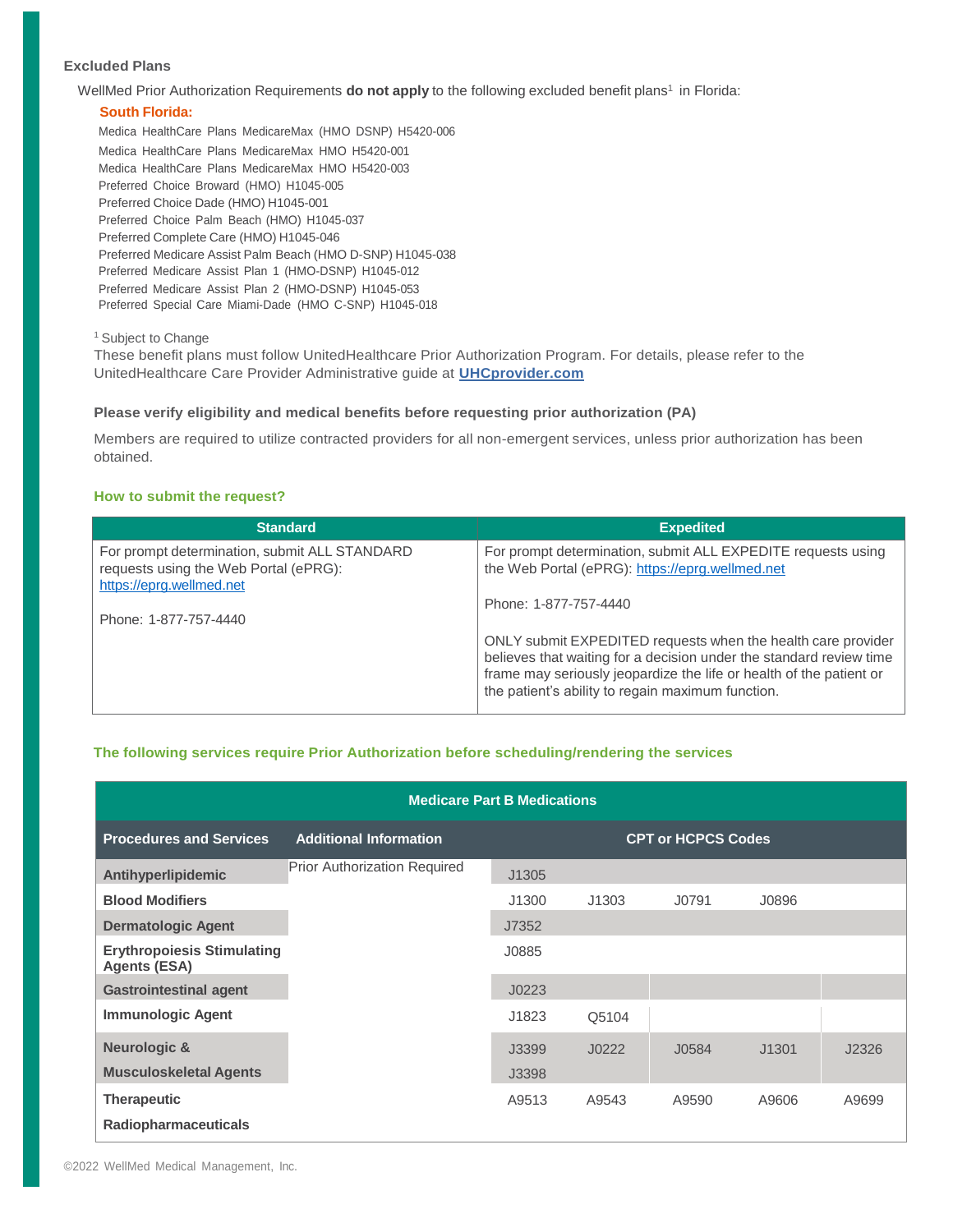### Excluded Plans

WellMed Prior Authorization Requirements **do not apply** to the following excluded benefit plans[1] in Florida:

**South Florida:**

Medica HealthCare Plans MedicareMax (HMO DSNP) H5420-006
Medica HealthCare Plans MedicareMax HMO H5420-001
Medica HealthCare Plans MedicareMax HMO H5420-003
Preferred Choice Broward (HMO) H1045-005
Preferred Choice Dade (HMO) H1045-001
Preferred Choice Palm Beach (HMO) H1045-037
Preferred Complete Care (HMO) H1045-046
Preferred Medicare Assist Palm Beach (HMO D-SNP) H1045-038
Preferred Medicare Assist Plan 1 (HMO-DSNP) H1045-012
Preferred Medicare Assist Plan 2 (HMO-DSNP) H1045-053
Preferred Special Care Miami-Dade (HMO C-SNP) H1045-018

[1] Subject to Change

These benefit plans must follow UnitedHealthcare Prior Authorization Program. For details, please refer to the UnitedHealthcare Care Provider Administrative guide at **UHCprovider.com**

**Please verify eligibility and medical benefits before requesting prior authorization (PA)**

Members are required to utilize contracted providers for all non-emergent services, unless prior authorization has been obtained.

**How to submit the request?**

| Standard | Expedited |
|---|---|
| For prompt determination, submit ALL STANDARD requests using the Web Portal (ePRG): https://eprg.wellmed.net<br><br>Phone: 1-877-757-4440 | For prompt determination, submit ALL EXPEDITE requests using the Web Portal (ePRG): https://eprg.wellmed.net<br><br>Phone: 1-877-757-4440<br><br>ONLY submit EXPEDITED requests when the health care provider believes that waiting for a decision under the standard review time frame may seriously jeopardize the life or health of the patient or the patient's ability to regain maximum function. |

**The following services require Prior Authorization before scheduling/rendering the services**

| Medicare Part B Medications | | | | | | |
|---|---|---|---|---|---|---|
| **Procedures and Services** | **Additional Information** | **CPT or HCPCS Codes** | | | | |
| **Antihyperlipidemic** | Prior Authorization Required | J1305 | | | | |
| **Blood Modifiers** | | J1300 | J1303 | J0791 | J0896 | |
| **Dermatologic Agent** | | J7352 | | | | |
| **Erythropoiesis Stimulating Agents (ESA)** | | J0885 | | | | |
| **Gastrointestinal agent** | | J0223 | | | | |
| **Immunologic Agent** | | J1823 | Q5104 | | | |
| **Neurologic & Musculoskeletal Agents** | | J3399<br>J3398 | J0222 | J0584 | J1301 | J2326 |
| **Therapeutic Radiopharmaceuticals** | | A9513 | A9543 | A9590 | A9606 | A9699 |

©2022 WellMed Medical Management, Inc.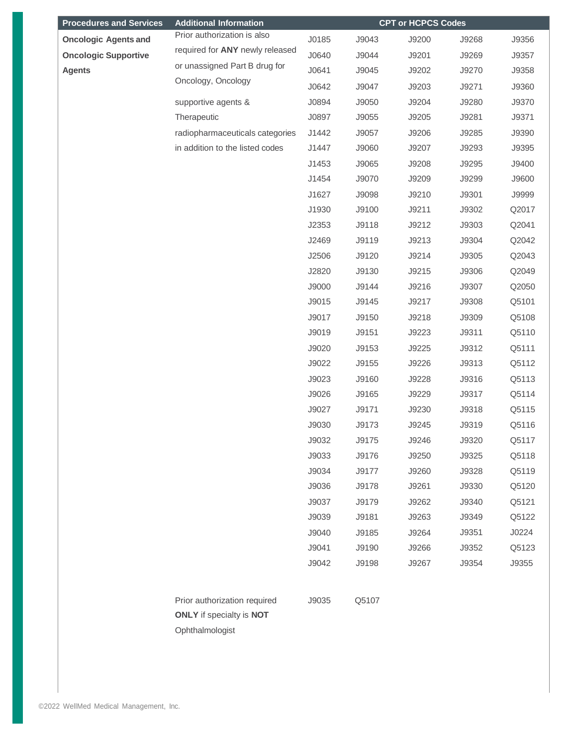| Procedures and Services | Additional Information | CPT or HCPCS Codes | | | | |
|---|---|---|---|---|---|---|
| **Oncologic Agents and Oncologic Supportive Agents** | Prior authorization is also required for **ANY** newly released or unassigned Part B drug for Oncology, Oncology supportive agents & Therapeutic radiopharmaceuticals categories in addition to the listed codes | J0185 | J9043 | J9200 | J9268 | J9356 |
| | | J0640 | J9044 | J9201 | J9269 | J9357 |
| | | J0641 | J9045 | J9202 | J9270 | J9358 |
| | | J0642 | J9047 | J9203 | J9271 | J9360 |
| | | J0894 | J9050 | J9204 | J9280 | J9370 |
| | | J0897 | J9055 | J9205 | J9281 | J9371 |
| | | J1442 | J9057 | J9206 | J9285 | J9390 |
| | | J1447 | J9060 | J9207 | J9293 | J9395 |
| | | J1453 | J9065 | J9208 | J9295 | J9400 |
| | | J1454 | J9070 | J9209 | J9299 | J9600 |
| | | J1627 | J9098 | J9210 | J9301 | J9999 |
| | | J1930 | J9100 | J9211 | J9302 | Q2017 |
| | | J2353 | J9118 | J9212 | J9303 | Q2041 |
| | | J2469 | J9119 | J9213 | J9304 | Q2042 |
| | | J2506 | J9120 | J9214 | J9305 | Q2043 |
| | | J2820 | J9130 | J9215 | J9306 | Q2049 |
| | | J9000 | J9144 | J9216 | J9307 | Q2050 |
| | | J9015 | J9145 | J9217 | J9308 | Q5101 |
| | | J9017 | J9150 | J9218 | J9309 | Q5108 |
| | | J9019 | J9151 | J9223 | J9311 | Q5110 |
| | | J9020 | J9153 | J9225 | J9312 | Q5111 |
| | | J9022 | J9155 | J9226 | J9313 | Q5112 |
| | | J9023 | J9160 | J9228 | J9316 | Q5113 |
| | | J9026 | J9165 | J9229 | J9317 | Q5114 |
| | | J9027 | J9171 | J9230 | J9318 | Q5115 |
| | | J9030 | J9173 | J9245 | J9319 | Q5116 |
| | | J9032 | J9175 | J9246 | J9320 | Q5117 |
| | | J9033 | J9176 | J9250 | J9325 | Q5118 |
| | | J9034 | J9177 | J9260 | J9328 | Q5119 |
| | | J9036 | J9178 | J9261 | J9330 | Q5120 |
| | | J9037 | J9179 | J9262 | J9340 | Q5121 |
| | | J9039 | J9181 | J9263 | J9349 | Q5122 |
| | | J9040 | J9185 | J9264 | J9351 | J0224 |
| | | J9041 | J9190 | J9266 | J9352 | Q5123 |
| | | J9042 | J9198 | J9267 | J9354 | J9355 |
| | Prior authorization required **ONLY** if specialty is **NOT** Ophthalmologist | J9035 | Q5107 | | | |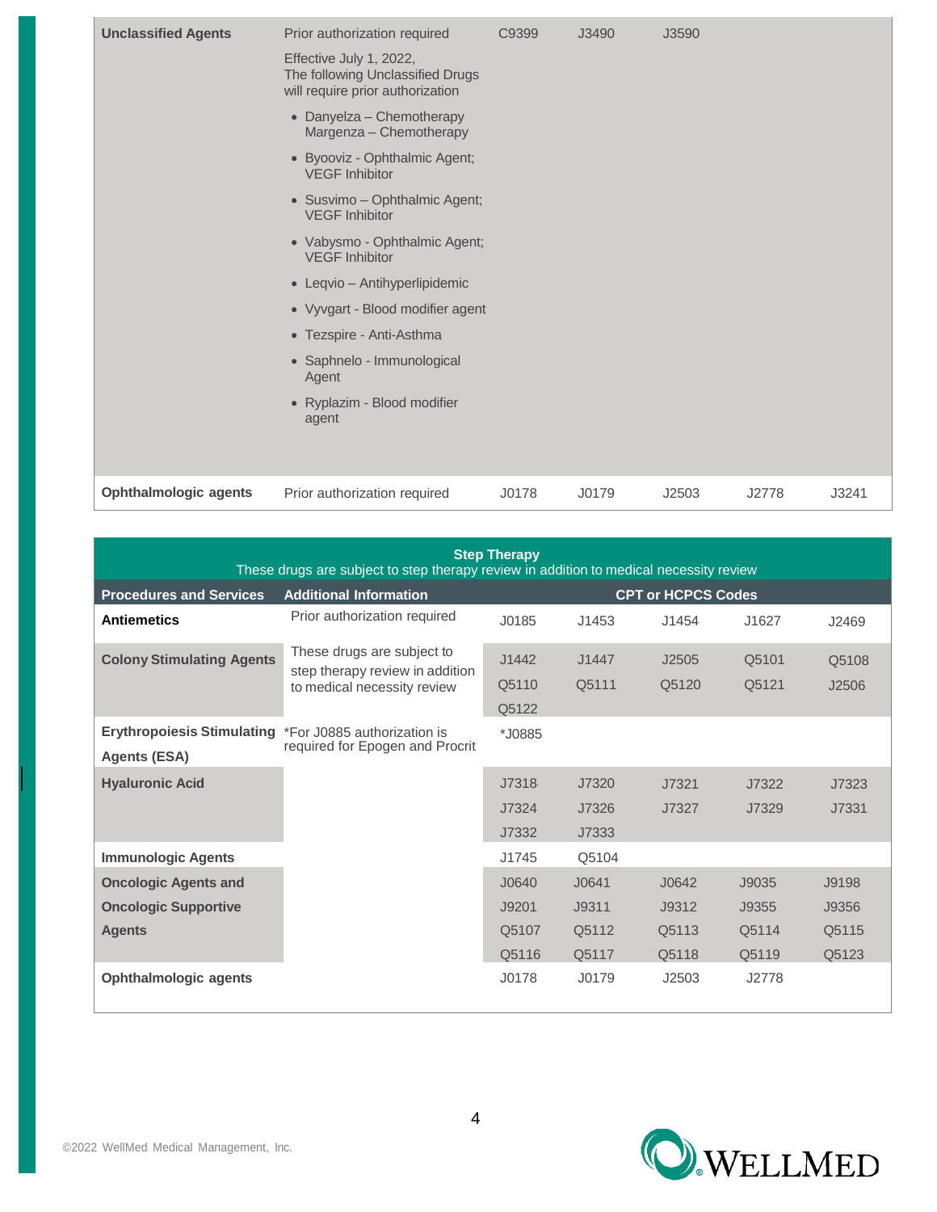| | | | | | | |
|---|---|---|---|---|---|---|
| **Unclassified Agents** | Prior authorization required<br><br>Effective July 1, 2022, The following Unclassified Drugs will require prior authorization<br><br>• Danyelza – Chemotherapy Margenza – Chemotherapy<br>• Byooviz - Ophthalmic Agent; VEGF Inhibitor<br>• Susvimo – Ophthalmic Agent; VEGF Inhibitor<br>• Vabysmo - Ophthalmic Agent; VEGF Inhibitor<br>• Leqvio – Antihyperlipidemic<br>• Vyvgart - Blood modifier agent<br>• Tezspire - Anti-Asthma<br>• Saphnelo - Immunological Agent<br>• Ryplazim - Blood modifier agent | C9399 | J3490 | J3590 | | |
| **Ophthalmologic agents** | Prior authorization required | J0178 | J0179 | J2503 | J2778 | J3241 |

**Step Therapy**
These drugs are subject to step therapy review in addition to medical necessity review

| Procedures and Services | Additional Information | CPT or HCPCS Codes | | | | |
|---|---|---|---|---|---|---|
| **Antiemetics** | Prior authorization required | J0185 | J1453 | J1454 | J1627 | J2469 |
| **Colony Stimulating Agents** | These drugs are subject to step therapy review in addition to medical necessity review | J1442 | J1447 | J2505 | Q5101 | Q5108 |
| | | Q5110 | Q5111 | Q5120 | Q5121 | J2506 |
| | | Q5122 | | | | |
| **Erythropoiesis Stimulating Agents (ESA)** | *For J0885 authorization is required for Epogen and Procrit | *J0885 | | | | |
| **Hyaluronic Acid** | | J7318 | J7320 | J7321 | J7322 | J7323 |
| | | J7324 | J7326 | J7327 | J7329 | J7331 |
| | | J7332 | J7333 | | | |
| **Immunologic Agents** | | J1745 | Q5104 | | | |
| **Oncologic Agents and Oncologic Supportive Agents** | | J0640 | J0641 | J0642 | J9035 | J9198 |
| | | J9201 | J9311 | J9312 | J9355 | J9356 |
| | | Q5107 | Q5112 | Q5113 | Q5114 | Q5115 |
| | | Q5116 | Q5117 | Q5118 | Q5119 | Q5123 |
| **Ophthalmologic agents** | | J0178 | J0179 | J2503 | J2778 | |

©2022 WellMed Medical Management, Inc.